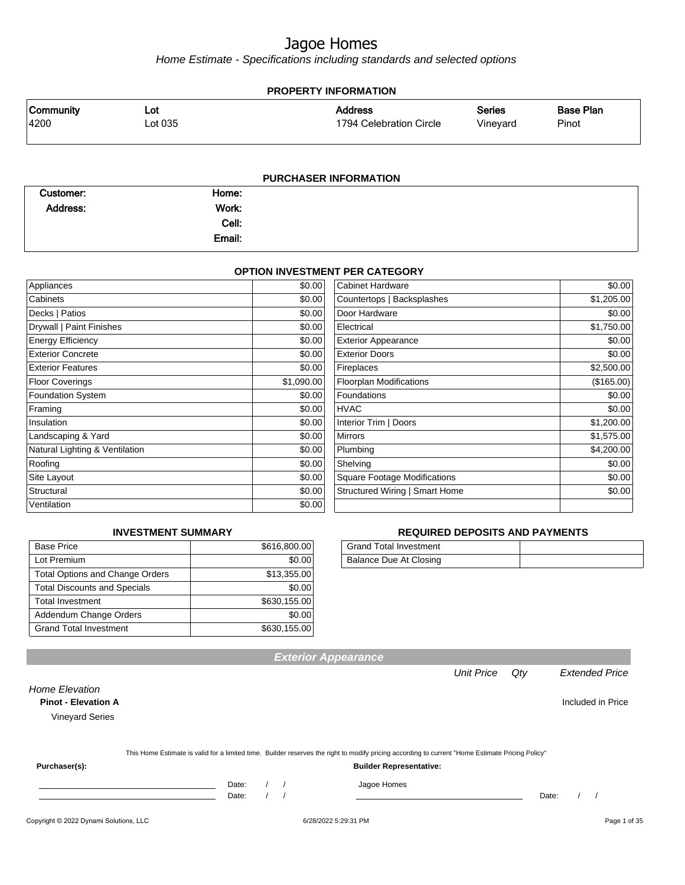# Jagoe Homes

*Home Estimate - Specifications including standards and selected options*

## PROPERTY INFORMATION

| Community | Lot | Address | Series | Base Plan |
|---|---|---|---|---|
| 4200 | Lot 035 | 1794 Celebration Circle | Vineyard | Pinot |

## PURCHASER INFORMATION

| | | | |
|---|---|---|---|
| **Customer:** | | **Home:** | |
| **Address:** | | **Work:** | |
| | | **Cell:** | |
| | | **Email:** | |

## OPTION INVESTMENT PER CATEGORY

| Category | Amount | Category | Amount |
|---|---|---|---|
| Appliances | $0.00 | Cabinet Hardware | $0.00 |
| Cabinets | $0.00 | Countertops \| Backsplashes | $1,205.00 |
| Decks \| Patios | $0.00 | Door Hardware | $0.00 |
| Drywall \| Paint Finishes | $0.00 | Electrical | $1,750.00 |
| Energy Efficiency | $0.00 | Exterior Appearance | $0.00 |
| Exterior Concrete | $0.00 | Exterior Doors | $0.00 |
| Exterior Features | $0.00 | Fireplaces | $2,500.00 |
| Floor Coverings | $1,090.00 | Floorplan Modifications | ($165.00) |
| Foundation System | $0.00 | Foundations | $0.00 |
| Framing | $0.00 | HVAC | $0.00 |
| Insulation | $0.00 | Interior Trim \| Doors | $1,200.00 |
| Landscaping & Yard | $0.00 | Mirrors | $1,575.00 |
| Natural Lighting & Ventilation | $0.00 | Plumbing | $4,200.00 |
| Roofing | $0.00 | Shelving | $0.00 |
| Site Layout | $0.00 | Square Footage Modifications | $0.00 |
| Structural | $0.00 | Structured Wiring \| Smart Home | $0.00 |
| Ventilation | $0.00 | | |

## INVESTMENT SUMMARY

| | |
|---|---|
| Base Price | $616,800.00 |
| Lot Premium | $0.00 |
| Total Options and Change Orders | $13,355.00 |
| Total Discounts and Specials | $0.00 |
| Total Investment | $630,155.00 |
| Addendum Change Orders | $0.00 |
| Grand Total Investment | $630,155.00 |

## REQUIRED DEPOSITS AND PAYMENTS

| | |
|---|---|
| Grand Total Investment | |
| Balance Due At Closing | |

## Exterior Appearance

| | Unit Price | Qty | Extended Price |
|---|---|---|---|
| *Home Elevation* | | | |
| **Pinot - Elevation A** | | | Included in Price |
| Vineyard Series | | | |

This Home Estimate is valid for a limited time. Builder reserves the right to modify pricing according to current "Home Estimate Pricing Policy"

**Purchaser(s):**

______________________ Date: / /

______________________ Date: / /

**Builder Representative:**

Jagoe Homes

______________________ Date: / /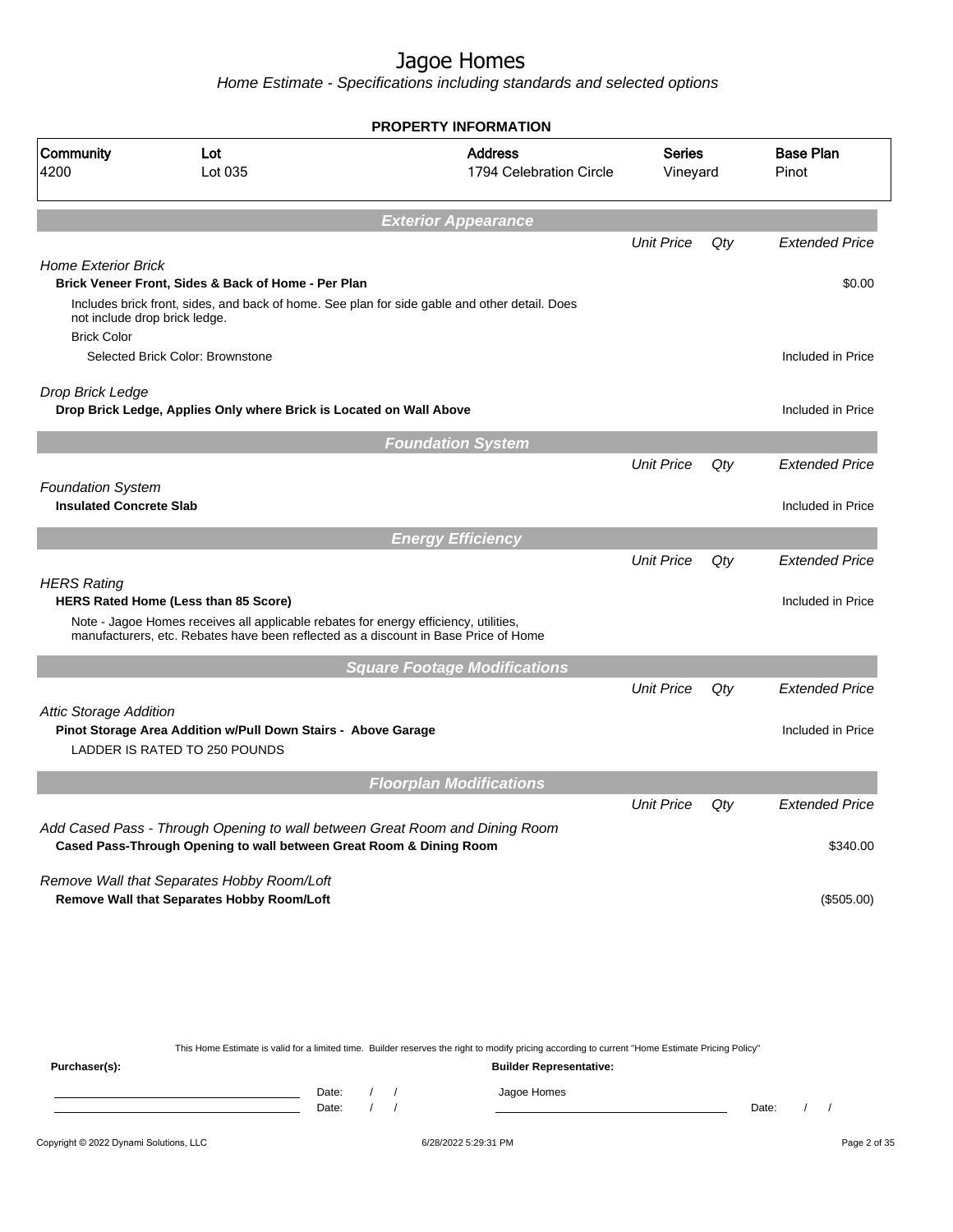# Jagoe Homes

*Home Estimate - Specifications including standards and selected options*

## PROPERTY INFORMATION

| Community | Lot | Address | Series | Base Plan |
|---|---|---|---|---|
| 4200 | Lot 035 | 1794 Celebration Circle | Vineyard | Pinot |

## Exterior Appearance

| | Unit Price | Qty | Extended Price |
|---|---|---|---|
| *Home Exterior Brick* | | | |
| **Brick Veneer Front, Sides & Back of Home - Per Plan** | | | $0.00 |
| Includes brick front, sides, and back of home. See plan for side gable and other detail. Does not include drop brick ledge. | | | |
| Brick Color | | | |
| Selected Brick Color: Brownstone | | | Included in Price |
| *Drop Brick Ledge* | | | |
| **Drop Brick Ledge, Applies Only where Brick is Located on Wall Above** | | | Included in Price |

## Foundation System

| | Unit Price | Qty | Extended Price |
|---|---|---|---|
| *Foundation System* | | | |
| **Insulated Concrete Slab** | | | Included in Price |

## Energy Efficiency

| | Unit Price | Qty | Extended Price |
|---|---|---|---|
| *HERS Rating* | | | |
| **HERS Rated Home (Less than 85 Score)** | | | Included in Price |
| Note - Jagoe Homes receives all applicable rebates for energy efficiency, utilities, manufacturers, etc. Rebates have been reflected as a discount in Base Price of Home | | | |

## Square Footage Modifications

| | Unit Price | Qty | Extended Price |
|---|---|---|---|
| *Attic Storage Addition* | | | |
| **Pinot Storage Area Addition w/Pull Down Stairs - Above Garage** | | | Included in Price |
| LADDER IS RATED TO 250 POUNDS | | | |

## Floorplan Modifications

| | Unit Price | Qty | Extended Price |
|---|---|---|---|
| *Add Cased Pass - Through Opening to wall between Great Room and Dining Room* | | | |
| **Cased Pass-Through Opening to wall between Great Room & Dining Room** | | | $340.00 |
| *Remove Wall that Separates Hobby Room/Loft* | | | |
| **Remove Wall that Separates Hobby Room/Loft** | | | ($505.00) |

This Home Estimate is valid for a limited time. Builder reserves the right to modify pricing according to current "Home Estimate Pricing Policy"

**Purchaser(s):** Date: / / Date: / /

**Builder Representative:** Jagoe Homes Date: / /

Copyright © 2022 Dynami Solutions, LLC 6/28/2022 5:29:31 PM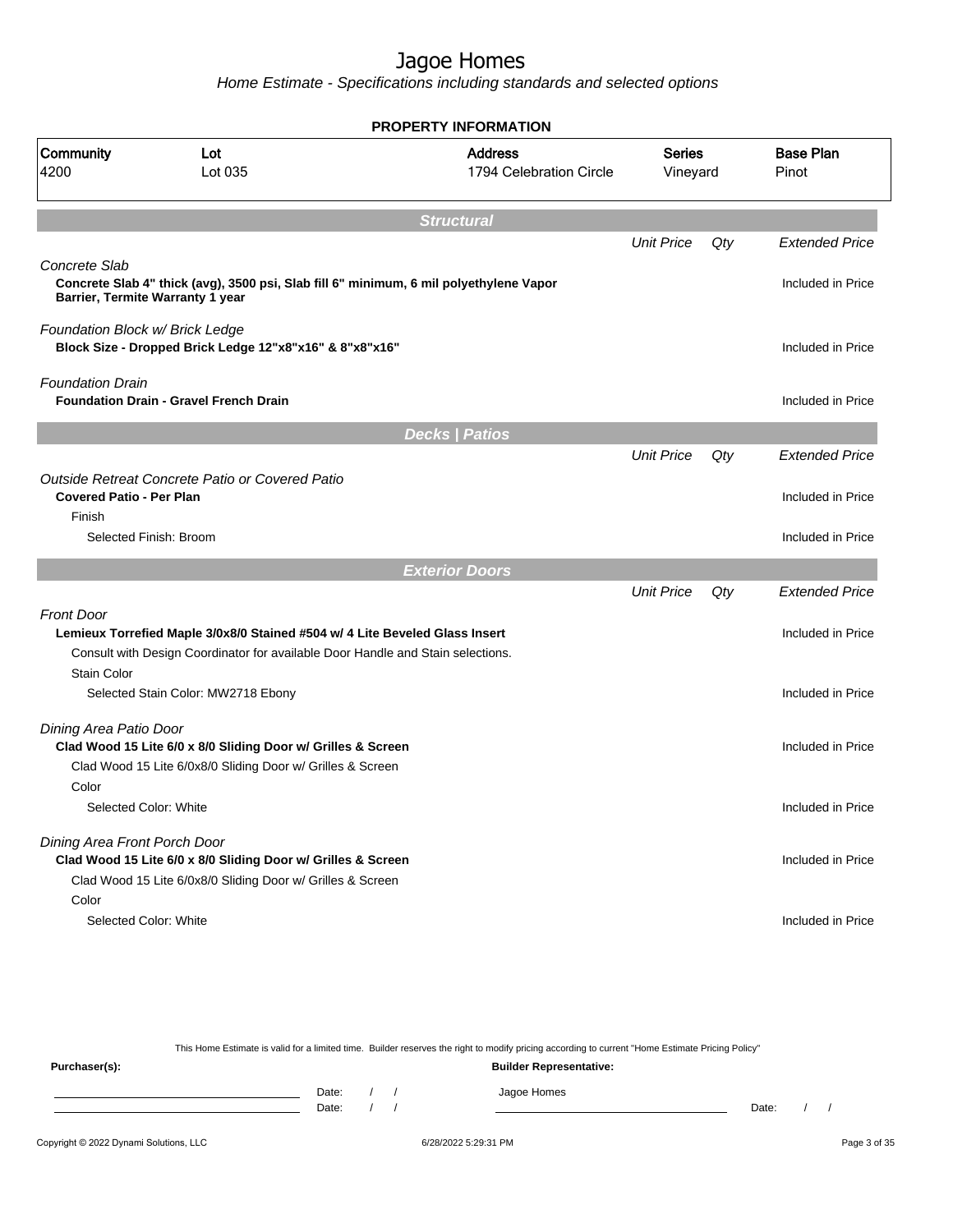# Jagoe Homes

*Home Estimate - Specifications including standards and selected options*

## PROPERTY INFORMATION

| Community | Lot | Address | Series | Base Plan |
|---|---|---|---|---|
| 4200 | Lot 035 | 1794 Celebration Circle | Vineyard | Pinot |

## Structural

| | Unit Price | Qty | Extended Price |
|---|---|---|---|
| *Concrete Slab* | | | |
| **Concrete Slab 4" thick (avg), 3500 psi, Slab fill 6" minimum, 6 mil polyethylene Vapor Barrier, Termite Warranty 1 year** | | | Included in Price |
| *Foundation Block w/ Brick Ledge* | | | |
| **Block Size - Dropped Brick Ledge 12"x8"x16" & 8"x8"x16"** | | | Included in Price |
| *Foundation Drain* | | | |
| **Foundation Drain - Gravel French Drain** | | | Included in Price |

## Decks | Patios

| | Unit Price | Qty | Extended Price |
|---|---|---|---|
| *Outside Retreat Concrete Patio or Covered Patio* | | | |
| **Covered Patio - Per Plan** | | | Included in Price |
| Finish | | | |
| Selected Finish: Broom | | | Included in Price |

## Exterior Doors

| | Unit Price | Qty | Extended Price |
|---|---|---|---|
| *Front Door* | | | |
| **Lemieux Torrefied Maple 3/0x8/0 Stained #504 w/ 4 Lite Beveled Glass Insert** | | | Included in Price |
| Consult with Design Coordinator for available Door Handle and Stain selections. | | | |
| Stain Color | | | |
| Selected Stain Color: MW2718 Ebony | | | Included in Price |
| *Dining Area Patio Door* | | | |
| **Clad Wood 15 Lite 6/0 x 8/0 Sliding Door w/ Grilles & Screen** | | | Included in Price |
| Clad Wood 15 Lite 6/0x8/0 Sliding Door w/ Grilles & Screen | | | |
| Color | | | |
| Selected Color: White | | | Included in Price |
| *Dining Area Front Porch Door* | | | |
| **Clad Wood 15 Lite 6/0 x 8/0 Sliding Door w/ Grilles & Screen** | | | Included in Price |
| Clad Wood 15 Lite 6/0x8/0 Sliding Door w/ Grilles & Screen | | | |
| Color | | | |
| Selected Color: White | | | Included in Price |

This Home Estimate is valid for a limited time. Builder reserves the right to modify pricing according to current "Home Estimate Pricing Policy"

**Purchaser(s):**

Date: / /

Date: / /

**Builder Representative:**

Jagoe Homes

Date: / /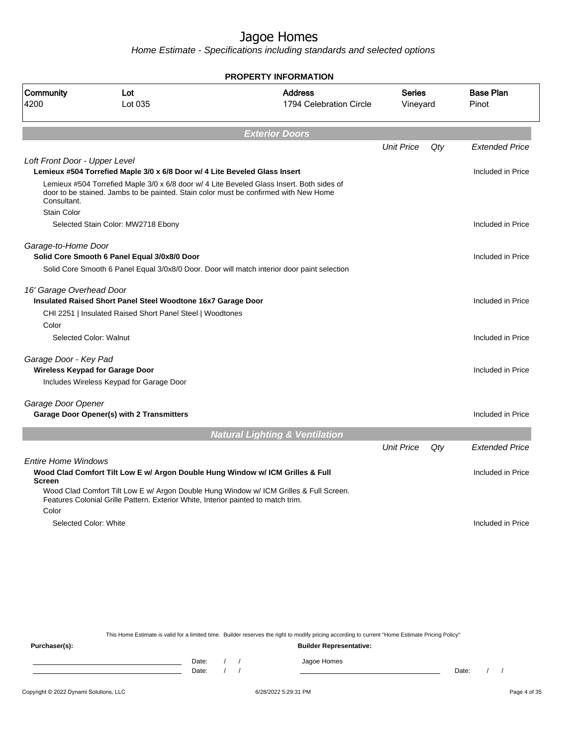# Jagoe Homes

*Home Estimate - Specifications including standards and selected options*

**PROPERTY INFORMATION**

| Community | Lot | Address | Series | Base Plan |
|---|---|---|---|---|
| 4200 | Lot 035 | 1794 Celebration Circle | Vineyard | Pinot |

## Exterior Doors

| | Unit Price | Qty | Extended Price |
|---|---|---|---|
| *Loft Front Door - Upper Level* | | | |
| **Lemieux #504 Torrefied Maple 3/0 x 6/8 Door w/ 4 Lite Beveled Glass Insert** | | | Included in Price |
| Lemieux #504 Torrefied Maple 3/0 x 6/8 door w/ 4 Lite Beveled Glass Insert. Both sides of door to be stained. Jambs to be painted. Stain color must be confirmed with New Home Consultant. | | | |
| Stain Color | | | |
| Selected Stain Color: MW2718 Ebony | | | Included in Price |
| *Garage-to-Home Door* | | | |
| **Solid Core Smooth 6 Panel Equal 3/0x8/0 Door** | | | Included in Price |
| Solid Core Smooth 6 Panel Equal 3/0x8/0 Door. Door will match interior door paint selection | | | |
| *16' Garage Overhead Door* | | | |
| **Insulated Raised Short Panel Steel Woodtone 16x7 Garage Door** | | | Included in Price |
| CHI 2251 \| Insulated Raised Short Panel Steel \| Woodtones | | | |
| Color | | | |
| Selected Color: Walnut | | | Included in Price |
| *Garage Door - Key Pad* | | | |
| **Wireless Keypad for Garage Door** | | | Included in Price |
| Includes Wireless Keypad for Garage Door | | | |
| *Garage Door Opener* | | | |
| **Garage Door Opener(s) with 2 Transmitters** | | | Included in Price |

## Natural Lighting & Ventilation

| | Unit Price | Qty | Extended Price |
|---|---|---|---|
| *Entire Home Windows* | | | |
| **Wood Clad Comfort Tilt Low E w/ Argon Double Hung Window w/ ICM Grilles & Full Screen** | | | Included in Price |
| Wood Clad Comfort Tilt Low E w/ Argon Double Hung Window w/ ICM Grilles & Full Screen. Features Colonial Grille Pattern. Exterior White, Interior painted to match trim. | | | |
| Color | | | |
| Selected Color: White | | | Included in Price |

This Home Estimate is valid for a limited time. Builder reserves the right to modify pricing according to current "Home Estimate Pricing Policy"

**Purchaser(s):** Date: / / Date: / /

**Builder Representative:** Jagoe Homes Date: / /

Copyright © 2022 Dynami Solutions, LLC 6/28/2022 5:29:31 PM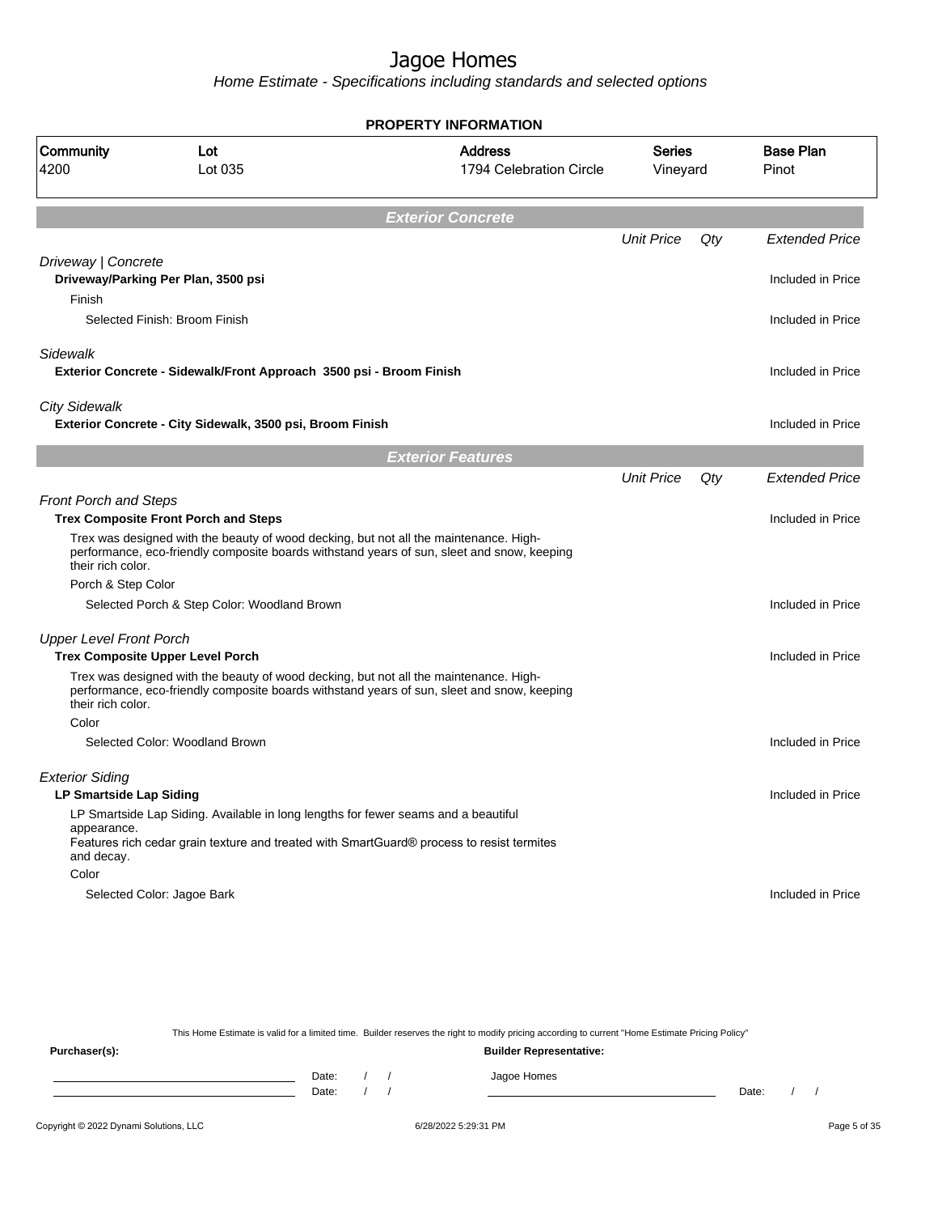# Jagoe Homes

*Home Estimate - Specifications including standards and selected options*

## PROPERTY INFORMATION

| Community | Lot | Address | Series | Base Plan |
|---|---|---|---|---|
| 4200 | Lot 035 | 1794 Celebration Circle | Vineyard | Pinot |

## *Exterior Concrete*

| | Unit Price | Qty | Extended Price |
|---|---|---|---|
| *Driveway \| Concrete* | | | |
| **Driveway/Parking Per Plan, 3500 psi** | | | Included in Price |
| Finish | | | |
| Selected Finish: Broom Finish | | | Included in Price |
| *Sidewalk* | | | |
| **Exterior Concrete - Sidewalk/Front Approach 3500 psi - Broom Finish** | | | Included in Price |
| *City Sidewalk* | | | |
| **Exterior Concrete - City Sidewalk, 3500 psi, Broom Finish** | | | Included in Price |

## *Exterior Features*

| | Unit Price | Qty | Extended Price |
|---|---|---|---|
| *Front Porch and Steps* | | | |
| **Trex Composite Front Porch and Steps** | | | Included in Price |
| Trex was designed with the beauty of wood decking, but not all the maintenance. High-performance, eco-friendly composite boards withstand years of sun, sleet and snow, keeping their rich color. | | | |
| Porch & Step Color | | | |
| Selected Porch & Step Color: Woodland Brown | | | Included in Price |
| *Upper Level Front Porch* | | | |
| **Trex Composite Upper Level Porch** | | | Included in Price |
| Trex was designed with the beauty of wood decking, but not all the maintenance. High-performance, eco-friendly composite boards withstand years of sun, sleet and snow, keeping their rich color. | | | |
| Color | | | |
| Selected Color: Woodland Brown | | | Included in Price |
| *Exterior Siding* | | | |
| **LP Smartside Lap Siding** | | | Included in Price |
| LP Smartside Lap Siding. Available in long lengths for fewer seams and a beautiful appearance. Features rich cedar grain texture and treated with SmartGuard® process to resist termites and decay. | | | |
| Color | | | |
| Selected Color: Jagoe Bark | | | Included in Price |

This Home Estimate is valid for a limited time. Builder reserves the right to modify pricing according to current "Home Estimate Pricing Policy"

**Purchaser(s):** Date: / / Date: / /

**Builder Representative:** Jagoe Homes Date: / /

Copyright © 2022 Dynami Solutions, LLC 6/28/2022 5:29:31 PM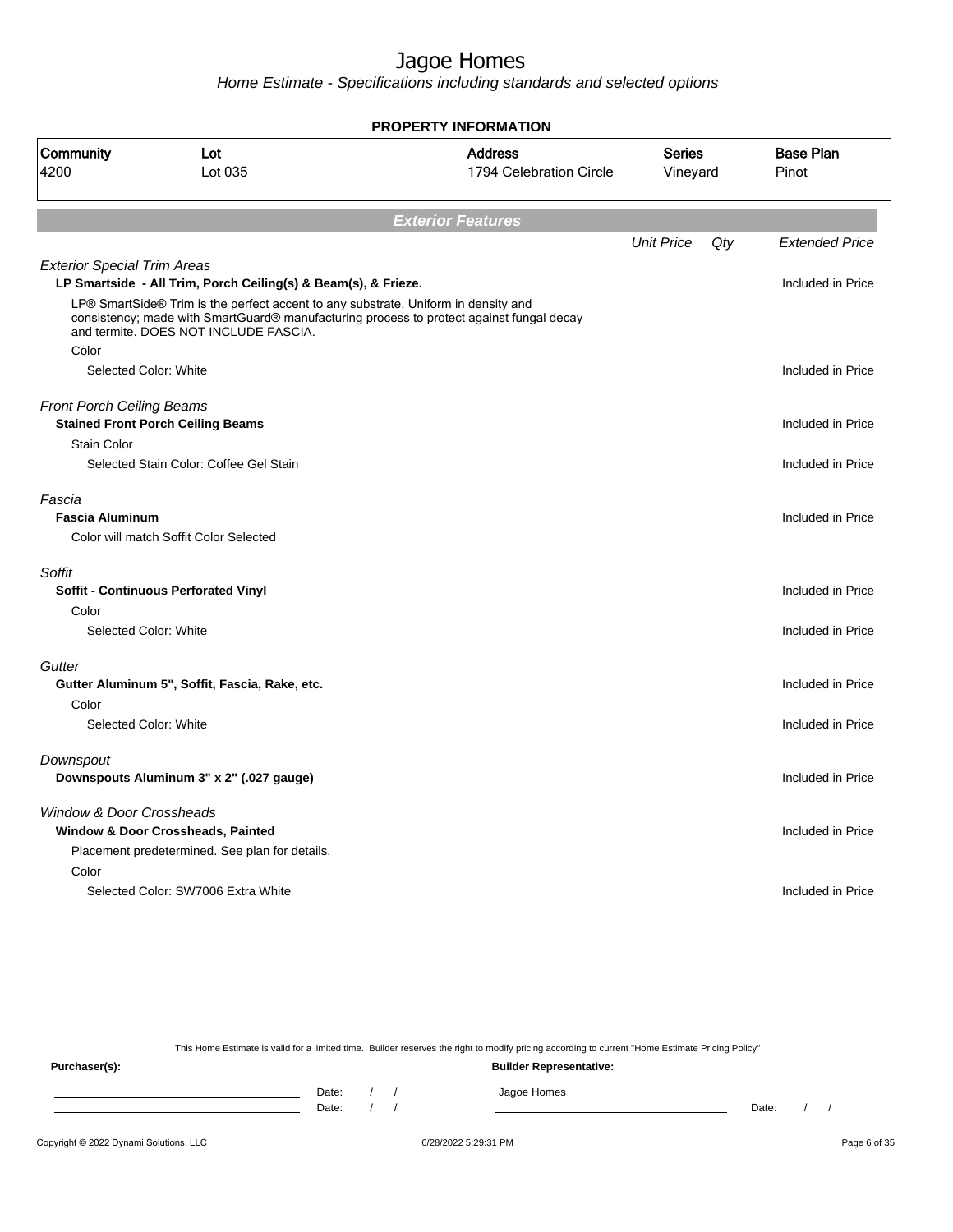# Jagoe Homes

*Home Estimate - Specifications including standards and selected options*

**PROPERTY INFORMATION**

| Community | Lot | Address | Series | Base Plan |
|---|---|---|---|---|
| 4200 | Lot 035 | 1794 Celebration Circle | Vineyard | Pinot |

## *Exterior Features*

| | Unit Price | Qty | Extended Price |
|---|---|---|---|
| *Exterior Special Trim Areas* | | | |
| **LP Smartside - All Trim, Porch Ceiling(s) & Beam(s), & Frieze.** | | | Included in Price |
| LP® SmartSide® Trim is the perfect accent to any substrate. Uniform in density and consistency; made with SmartGuard® manufacturing process to protect against fungal decay and termite. DOES NOT INCLUDE FASCIA. | | | |
| Color | | | |
| Selected Color: White | | | Included in Price |
| *Front Porch Ceiling Beams* | | | |
| **Stained Front Porch Ceiling Beams** | | | Included in Price |
| Stain Color | | | |
| Selected Stain Color: Coffee Gel Stain | | | Included in Price |
| *Fascia* | | | |
| **Fascia Aluminum** | | | Included in Price |
| Color will match Soffit Color Selected | | | |
| *Soffit* | | | |
| **Soffit - Continuous Perforated Vinyl** | | | Included in Price |
| Color | | | |
| Selected Color: White | | | Included in Price |
| *Gutter* | | | |
| **Gutter Aluminum 5", Soffit, Fascia, Rake, etc.** | | | Included in Price |
| Color | | | |
| Selected Color: White | | | Included in Price |
| *Downspout* | | | |
| **Downspouts Aluminum 3" x 2" (.027 gauge)** | | | Included in Price |
| *Window & Door Crossheads* | | | |
| **Window & Door Crossheads, Painted** | | | Included in Price |
| Placement predetermined. See plan for details. | | | |
| Color | | | |
| Selected Color: SW7006 Extra White | | | Included in Price |

This Home Estimate is valid for a limited time. Builder reserves the right to modify pricing according to current "Home Estimate Pricing Policy"

**Purchaser(s):**

Date: / /
Date: / /

**Builder Representative:**

Jagoe Homes

Date: / /

Copyright © 2022 Dynami Solutions, LLC — 6/28/2022 5:29:31 PM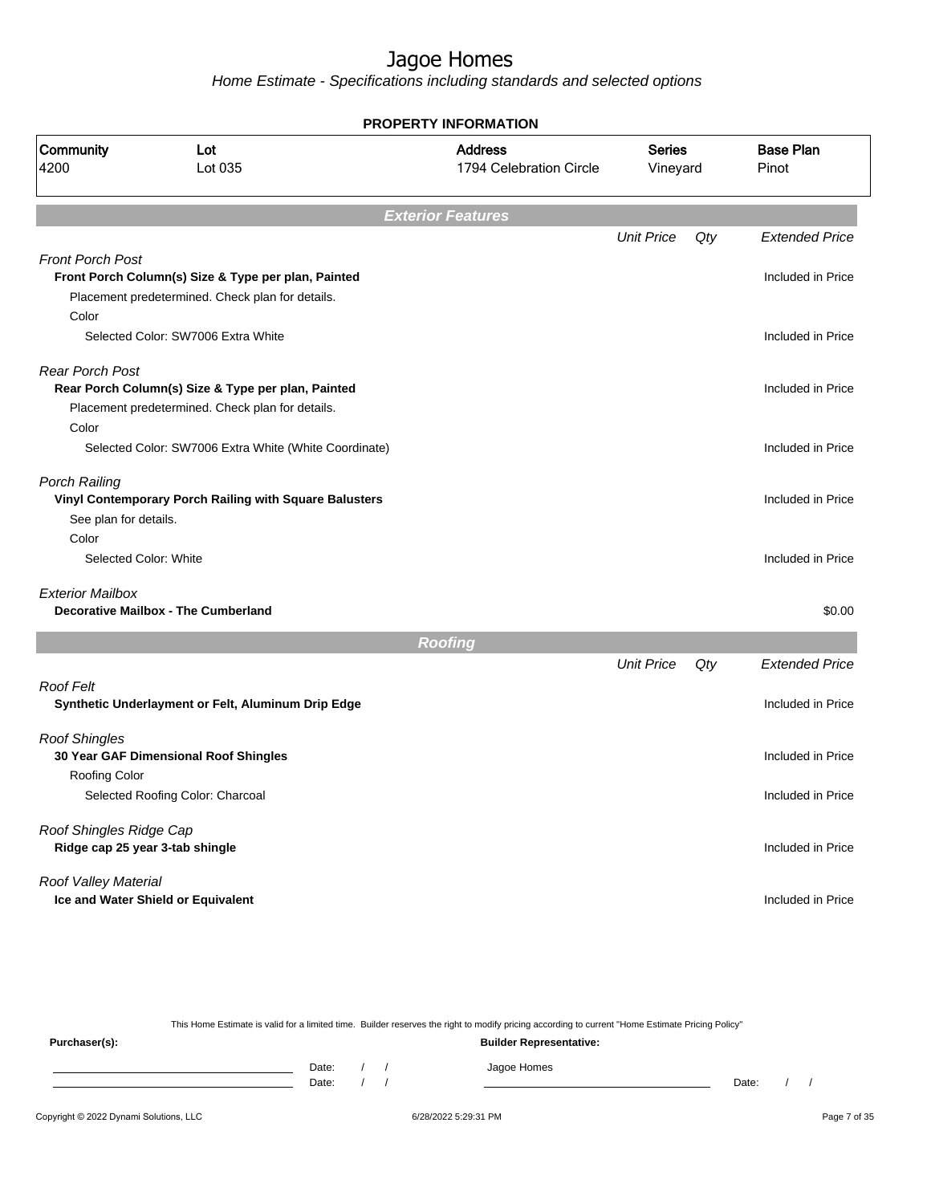# Jagoe Homes

*Home Estimate - Specifications including standards and selected options*

## PROPERTY INFORMATION

| Community | Lot | Address | Series | Base Plan |
|---|---|---|---|---|
| 4200 | Lot 035 | 1794 Celebration Circle | Vineyard | Pinot |

## *Exterior Features*

| | Unit Price | Qty | Extended Price |
|---|---|---|---|
| *Front Porch Post* | | | |
| **Front Porch Column(s) Size & Type per plan, Painted** | | | Included in Price |
| Placement predetermined. Check plan for details. | | | |
| Color | | | |
| Selected Color: SW7006 Extra White | | | Included in Price |
| *Rear Porch Post* | | | |
| **Rear Porch Column(s) Size & Type per plan, Painted** | | | Included in Price |
| Placement predetermined. Check plan for details. | | | |
| Color | | | |
| Selected Color: SW7006 Extra White (White Coordinate) | | | Included in Price |
| *Porch Railing* | | | |
| **Vinyl Contemporary Porch Railing with Square Balusters** | | | Included in Price |
| See plan for details. | | | |
| Color | | | |
| Selected Color: White | | | Included in Price |
| *Exterior Mailbox* | | | |
| **Decorative Mailbox - The Cumberland** | | | $0.00 |

## *Roofing*

| | Unit Price | Qty | Extended Price |
|---|---|---|---|
| *Roof Felt* | | | |
| **Synthetic Underlayment or Felt, Aluminum Drip Edge** | | | Included in Price |
| *Roof Shingles* | | | |
| **30 Year GAF Dimensional Roof Shingles** | | | Included in Price |
| Roofing Color | | | |
| Selected Roofing Color: Charcoal | | | Included in Price |
| *Roof Shingles Ridge Cap* | | | |
| **Ridge cap 25 year 3-tab shingle** | | | Included in Price |
| *Roof Valley Material* | | | |
| **Ice and Water Shield or Equivalent** | | | Included in Price |

This Home Estimate is valid for a limited time. Builder reserves the right to modify pricing according to current "Home Estimate Pricing Policy"

**Purchaser(s):** **Builder Representative:**

Date: / / Jagoe Homes
Date: / / Date: / /

Copyright © 2022 Dynami Solutions, LLC 6/28/2022 5:29:31 PM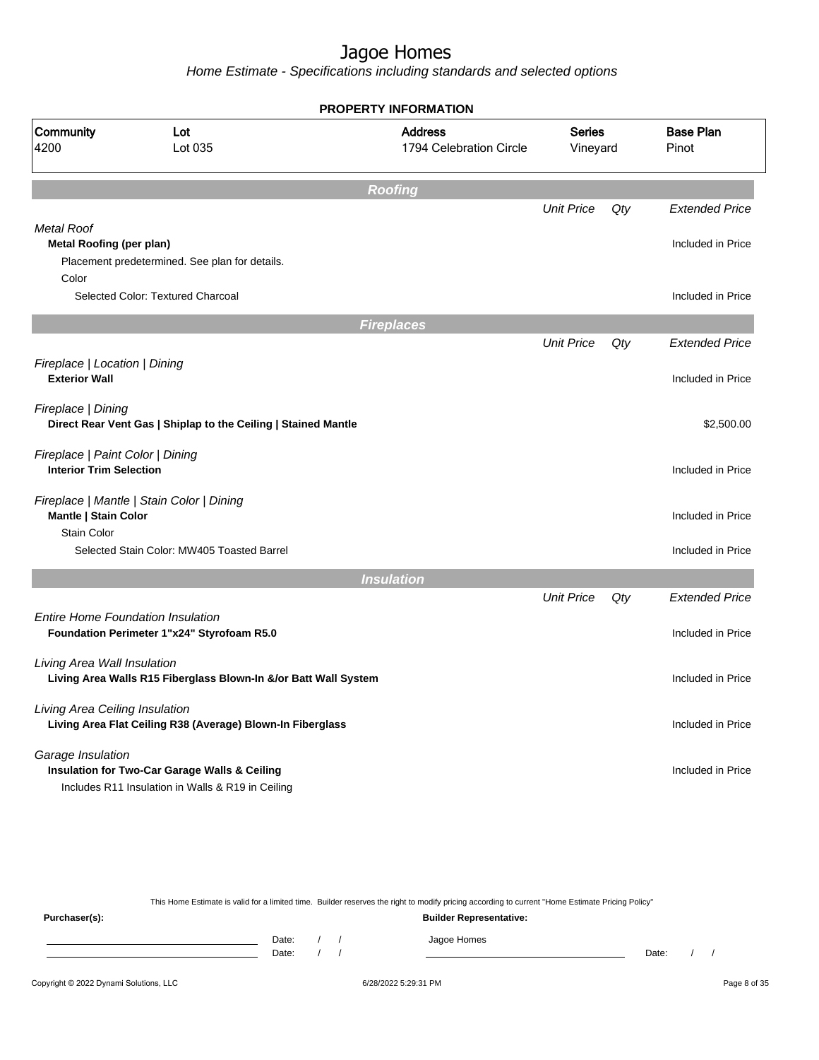# Jagoe Homes

*Home Estimate - Specifications including standards and selected options*

**PROPERTY INFORMATION**

| Community | Lot | Address | Series | Base Plan |
|---|---|---|---|---|
| 4200 | Lot 035 | 1794 Celebration Circle | Vineyard | Pinot |

## Roofing

| | Unit Price | Qty | Extended Price |
|---|---|---|---|
| *Metal Roof* | | | |
| **Metal Roofing (per plan)** | | | Included in Price |
| Placement predetermined. See plan for details. | | | |
| Color | | | |
| Selected Color: Textured Charcoal | | | Included in Price |

## Fireplaces

| | Unit Price | Qty | Extended Price |
|---|---|---|---|
| *Fireplace \| Location \| Dining* | | | |
| **Exterior Wall** | | | Included in Price |
| *Fireplace \| Dining* | | | |
| **Direct Rear Vent Gas \| Shiplap to the Ceiling \| Stained Mantle** | | | $2,500.00 |
| *Fireplace \| Paint Color \| Dining* | | | |
| **Interior Trim Selection** | | | Included in Price |
| *Fireplace \| Mantle \| Stain Color \| Dining* | | | |
| **Mantle \| Stain Color** | | | Included in Price |
| Stain Color | | | |
| Selected Stain Color: MW405 Toasted Barrel | | | Included in Price |

## Insulation

| | Unit Price | Qty | Extended Price |
|---|---|---|---|
| *Entire Home Foundation Insulation* | | | |
| **Foundation Perimeter 1"x24" Styrofoam R5.0** | | | Included in Price |
| *Living Area Wall Insulation* | | | |
| **Living Area Walls R15 Fiberglass Blown-In &/or Batt Wall System** | | | Included in Price |
| *Living Area Ceiling Insulation* | | | |
| **Living Area Flat Ceiling R38 (Average) Blown-In Fiberglass** | | | Included in Price |
| *Garage Insulation* | | | |
| **Insulation for Two-Car Garage Walls & Ceiling** | | | Included in Price |
| Includes R11 Insulation in Walls & R19 in Ceiling | | | |

This Home Estimate is valid for a limited time. Builder reserves the right to modify pricing according to current "Home Estimate Pricing Policy"

**Purchaser(s):**

Date: / /

Date: / /

**Builder Representative:**

Jagoe Homes

Date: / /

Copyright © 2022 Dynami Solutions, LLC 6/28/2022 5:29:31 PM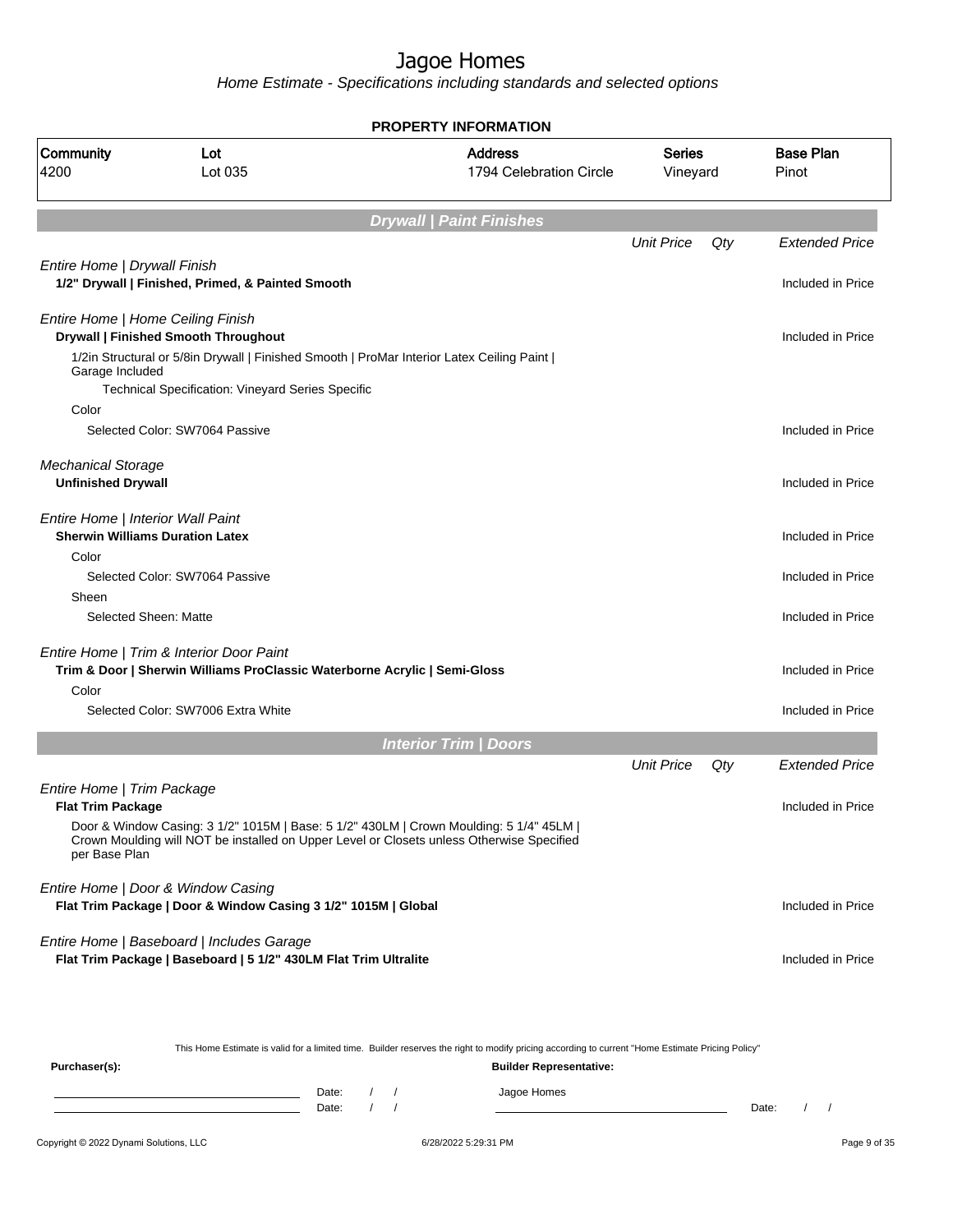# Jagoe Homes

*Home Estimate - Specifications including standards and selected options*

**PROPERTY INFORMATION**

| Community | Lot | Address | Series | Base Plan |
|---|---|---|---|---|
| 4200 | Lot 035 | 1794 Celebration Circle | Vineyard | Pinot |

## *Drywall | Paint Finishes*

| | Unit Price | Qty | Extended Price |
|---|---|---|---|
| *Entire Home \| Drywall Finish* | | | |
| **1/2" Drywall \| Finished, Primed, & Painted Smooth** | | | Included in Price |
| *Entire Home \| Home Ceiling Finish* | | | |
| **Drywall \| Finished Smooth Throughout** | | | Included in Price |
| 1/2in Structural or 5/8in Drywall \| Finished Smooth \| ProMar Interior Latex Ceiling Paint \| Garage Included | | | |
| Technical Specification: Vineyard Series Specific | | | |
| Color | | | |
| Selected Color: SW7064 Passive | | | Included in Price |
| *Mechanical Storage* | | | |
| **Unfinished Drywall** | | | Included in Price |
| *Entire Home \| Interior Wall Paint* | | | |
| **Sherwin Williams Duration Latex** | | | Included in Price |
| Color | | | |
| Selected Color: SW7064 Passive | | | Included in Price |
| Sheen | | | |
| Selected Sheen: Matte | | | Included in Price |
| *Entire Home \| Trim & Interior Door Paint* | | | |
| **Trim & Door \| Sherwin Williams ProClassic Waterborne Acrylic \| Semi-Gloss** | | | Included in Price |
| Color | | | |
| Selected Color: SW7006 Extra White | | | Included in Price |

## *Interior Trim | Doors*

| | Unit Price | Qty | Extended Price |
|---|---|---|---|
| *Entire Home \| Trim Package* | | | |
| **Flat Trim Package** | | | Included in Price |
| Door & Window Casing: 3 1/2" 1015M \| Base: 5 1/2" 430LM \| Crown Moulding: 5 1/4" 45LM \| Crown Moulding will NOT be installed on Upper Level or Closets unless Otherwise Specified per Base Plan | | | |
| *Entire Home \| Door & Window Casing* | | | |
| **Flat Trim Package \| Door & Window Casing 3 1/2" 1015M \| Global** | | | Included in Price |
| *Entire Home \| Baseboard \| Includes Garage* | | | |
| **Flat Trim Package \| Baseboard \| 5 1/2" 430LM Flat Trim Ultralite** | | | Included in Price |

This Home Estimate is valid for a limited time. Builder reserves the right to modify pricing according to current "Home Estimate Pricing Policy"

**Purchaser(s):** Date: / / Date: / /

**Builder Representative:** Jagoe Homes Date: / /

Copyright © 2022 Dynami Solutions, LLC — 6/28/2022 5:29:31 PM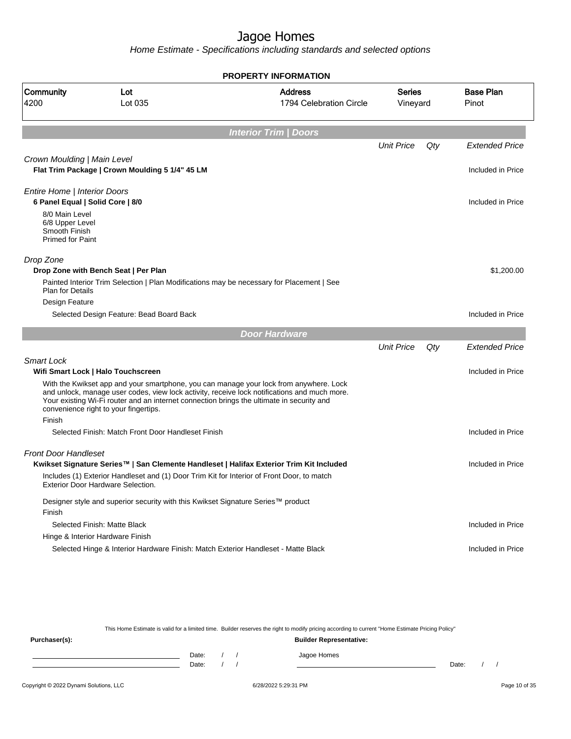# Jagoe Homes

*Home Estimate - Specifications including standards and selected options*

**PROPERTY INFORMATION**

| Community | Lot | Address | Series | Base Plan |
|---|---|---|---|---|
| 4200 | Lot 035 | 1794 Celebration Circle | Vineyard | Pinot |

## Interior Trim | Doors

| | Unit Price | Qty | Extended Price |
|---|---|---|---|
| *Crown Moulding \| Main Level* | | | |
| **Flat Trim Package \| Crown Moulding 5 1/4" 45 LM** | | | Included in Price |
| *Entire Home \| Interior Doors* | | | |
| **6 Panel Equal \| Solid Core \| 8/0** | | | Included in Price |
| 8/0 Main Level<br>6/8 Upper Level<br>Smooth Finish<br>Primed for Paint | | | |
| *Drop Zone* | | | |
| **Drop Zone with Bench Seat \| Per Plan** | | | $1,200.00 |
| Painted Interior Trim Selection \| Plan Modifications may be necessary for Placement \| See Plan for Details | | | |
| Design Feature | | | |
| Selected Design Feature: Bead Board Back | | | Included in Price |

## Door Hardware

| | Unit Price | Qty | Extended Price |
|---|---|---|---|
| *Smart Lock* | | | |
| **Wifi Smart Lock \| Halo Touchscreen** | | | Included in Price |
| With the Kwikset app and your smartphone, you can manage your lock from anywhere. Lock and unlock, manage user codes, view lock activity, receive lock notifications and much more. Your existing Wi-Fi router and an internet connection brings the ultimate in security and convenience right to your fingertips. | | | |
| Finish | | | |
| Selected Finish: Match Front Door Handleset Finish | | | Included in Price |
| *Front Door Handleset* | | | |
| **Kwikset Signature Series™ \| San Clemente Handleset \| Halifax Exterior Trim Kit Included** | | | Included in Price |
| Includes (1) Exterior Handleset and (1) Door Trim Kit for Interior of Front Door, to match Exterior Door Hardware Selection. | | | |
| Designer style and superior security with this Kwikset Signature Series™ product | | | |
| Finish | | | |
| Selected Finish: Matte Black | | | Included in Price |
| Hinge & Interior Hardware Finish | | | |
| Selected Hinge & Interior Hardware Finish: Match Exterior Handleset - Matte Black | | | Included in Price |

This Home Estimate is valid for a limited time. Builder reserves the right to modify pricing according to current "Home Estimate Pricing Policy"

**Purchaser(s):** \_\_\_\_\_\_\_\_\_\_ Date: / / 
\_\_\_\_\_\_\_\_\_\_ Date: / /

**Builder Representative:** Jagoe Homes \_\_\_\_\_\_\_\_\_\_ Date: / /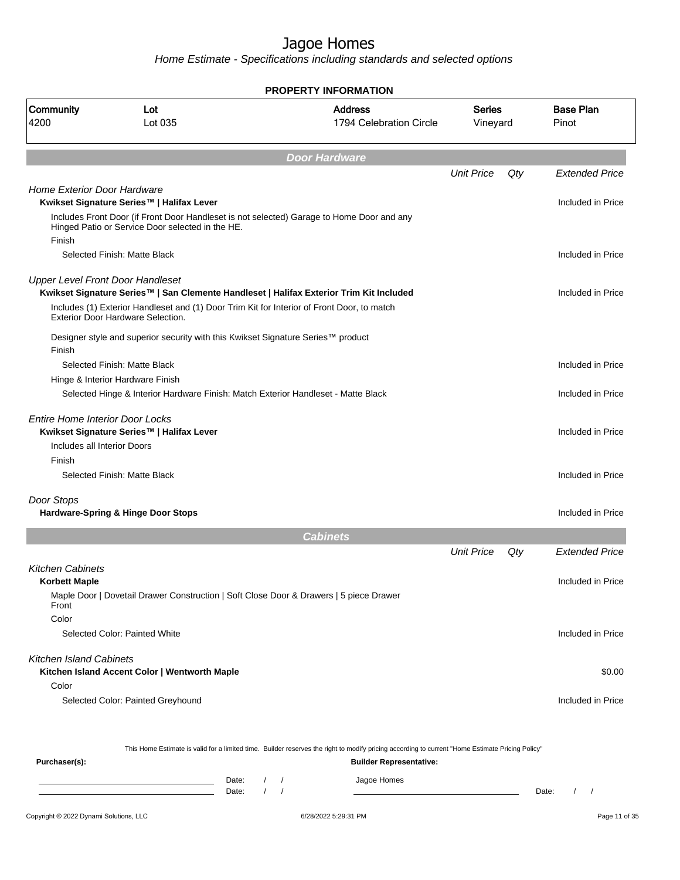# Jagoe Homes

*Home Estimate - Specifications including standards and selected options*

## PROPERTY INFORMATION

| Community | Lot | Address | Series | Base Plan |
|---|---|---|---|---|
| 4200 | Lot 035 | 1794 Celebration Circle | Vineyard | Pinot |

## Door Hardware

| | Unit Price | Qty | Extended Price |
|---|---|---|---|
| *Home Exterior Door Hardware* | | | |
| **Kwikset Signature Series™ \| Halifax Lever** | | | Included in Price |
| Includes Front Door (if Front Door Handleset is not selected) Garage to Home Door and any Hinged Patio or Service Door selected in the HE. | | | |
| Finish | | | |
| Selected Finish: Matte Black | | | Included in Price |
| *Upper Level Front Door Handleset* | | | |
| **Kwikset Signature Series™ \| San Clemente Handleset \| Halifax Exterior Trim Kit Included** | | | Included in Price |
| Includes (1) Exterior Handleset and (1) Door Trim Kit for Interior of Front Door, to match Exterior Door Hardware Selection. | | | |
| Designer style and superior security with this Kwikset Signature Series™ product | | | |
| Finish | | | |
| Selected Finish: Matte Black | | | Included in Price |
| Hinge & Interior Hardware Finish | | | |
| Selected Hinge & Interior Hardware Finish: Match Exterior Handleset - Matte Black | | | Included in Price |
| *Entire Home Interior Door Locks* | | | |
| **Kwikset Signature Series™ \| Halifax Lever** | | | Included in Price |
| Includes all Interior Doors | | | |
| Finish | | | |
| Selected Finish: Matte Black | | | Included in Price |
| *Door Stops* | | | |
| **Hardware-Spring & Hinge Door Stops** | | | Included in Price |

## Cabinets

| | Unit Price | Qty | Extended Price |
|---|---|---|---|
| *Kitchen Cabinets* | | | |
| **Korbett Maple** | | | Included in Price |
| Maple Door \| Dovetail Drawer Construction \| Soft Close Door & Drawers \| 5 piece Drawer Front | | | |
| Color | | | |
| Selected Color: Painted White | | | Included in Price |
| *Kitchen Island Cabinets* | | | |
| **Kitchen Island Accent Color \| Wentworth Maple** | | | $0.00 |
| Color | | | |
| Selected Color: Painted Greyhound | | | Included in Price |

This Home Estimate is valid for a limited time. Builder reserves the right to modify pricing according to current "Home Estimate Pricing Policy"

**Purchaser(s):** Date: / / Date: / /

**Builder Representative:** Jagoe Homes Date: / /

Copyright © 2022 Dynami Solutions, LLC 6/28/2022 5:29:31 PM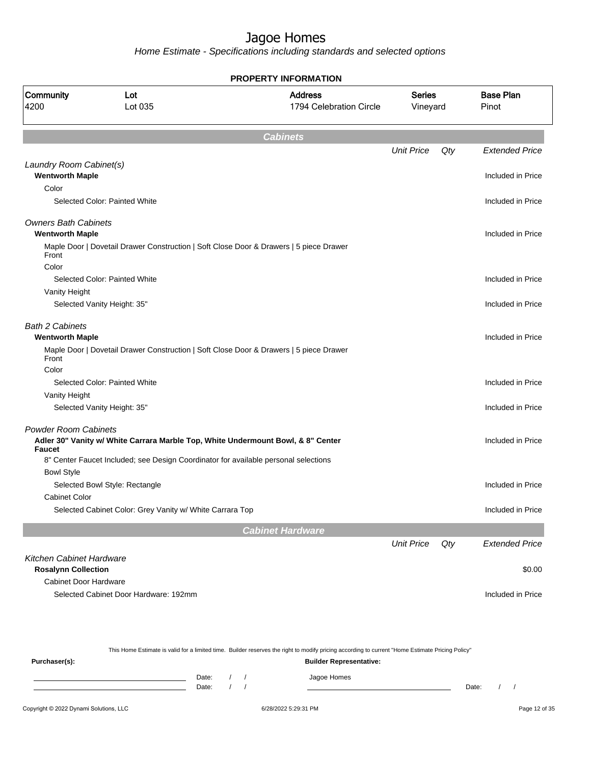# Jagoe Homes

*Home Estimate - Specifications including standards and selected options*

**PROPERTY INFORMATION**

| Community | Lot | Address | Series | Base Plan |
|---|---|---|---|---|
| 4200 | Lot 035 | 1794 Celebration Circle | Vineyard | Pinot |

## Cabinets

| | Unit Price | Qty | Extended Price |
|---|---|---|---|
| *Laundry Room Cabinet(s)* | | | |
| **Wentworth Maple** | | | Included in Price |
| Color | | | |
| Selected Color: Painted White | | | Included in Price |
| *Owners Bath Cabinets* | | | |
| **Wentworth Maple** | | | Included in Price |
| Maple Door \| Dovetail Drawer Construction \| Soft Close Door & Drawers \| 5 piece Drawer Front | | | |
| Color | | | |
| Selected Color: Painted White | | | Included in Price |
| Vanity Height | | | |
| Selected Vanity Height: 35" | | | Included in Price |
| *Bath 2 Cabinets* | | | |
| **Wentworth Maple** | | | Included in Price |
| Maple Door \| Dovetail Drawer Construction \| Soft Close Door & Drawers \| 5 piece Drawer Front | | | |
| Color | | | |
| Selected Color: Painted White | | | Included in Price |
| Vanity Height | | | |
| Selected Vanity Height: 35" | | | Included in Price |
| *Powder Room Cabinets* | | | |
| **Adler 30" Vanity w/ White Carrara Marble Top, White Undermount Bowl, & 8" Center Faucet** | | | Included in Price |
| 8" Center Faucet Included; see Design Coordinator for available personal selections | | | |
| Bowl Style | | | |
| Selected Bowl Style: Rectangle | | | Included in Price |
| Cabinet Color | | | |
| Selected Cabinet Color: Grey Vanity w/ White Carrara Top | | | Included in Price |

## Cabinet Hardware

| | Unit Price | Qty | Extended Price |
|---|---|---|---|
| *Kitchen Cabinet Hardware* | | | |
| **Rosalynn Collection** | | | $0.00 |
| Cabinet Door Hardware | | | |
| Selected Cabinet Door Hardware: 192mm | | | Included in Price |

This Home Estimate is valid for a limited time. Builder reserves the right to modify pricing according to current "Home Estimate Pricing Policy"

**Purchaser(s):** Date: / / Date: / /

**Builder Representative:** Jagoe Homes Date: / /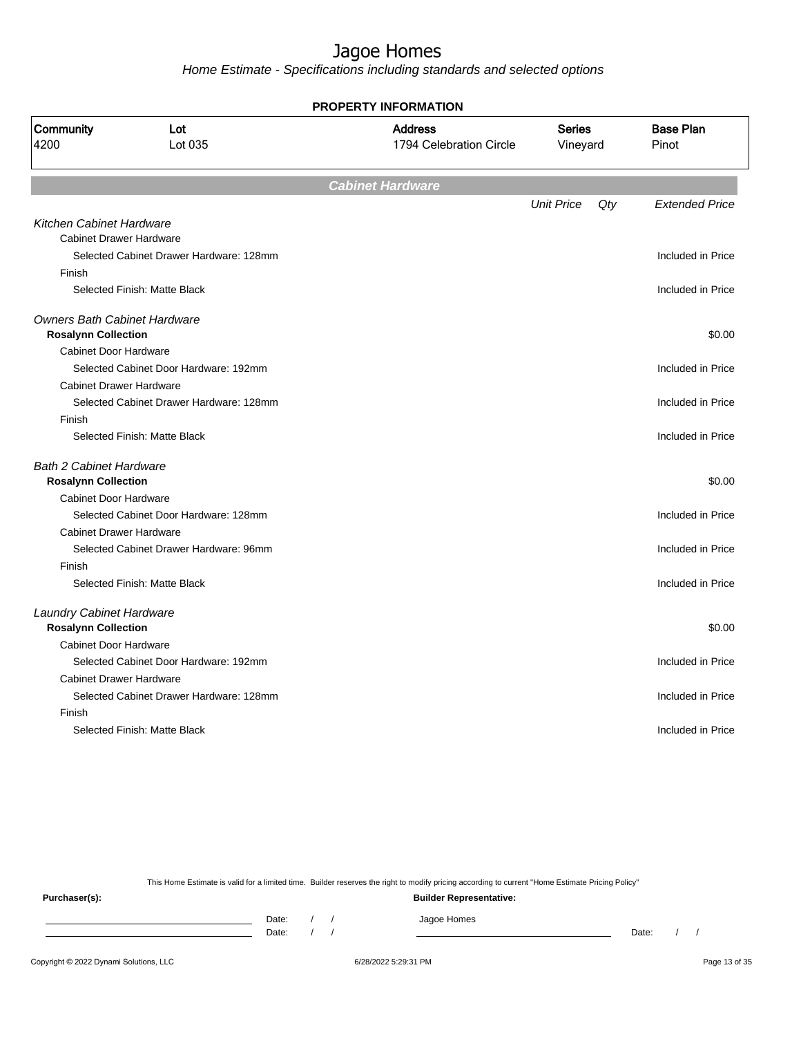# Jagoe Homes

*Home Estimate - Specifications including standards and selected options*

**PROPERTY INFORMATION**

| Community | Lot | Address | Series | Base Plan |
|---|---|---|---|---|
| 4200 | Lot 035 | 1794 Celebration Circle | Vineyard | Pinot |

## Cabinet Hardware

| | Unit Price | Qty | Extended Price |
|---|---|---|---|
| *Kitchen Cabinet Hardware* | | | |
| Cabinet Drawer Hardware | | | |
| Selected Cabinet Drawer Hardware: 128mm | | | Included in Price |
| Finish | | | |
| Selected Finish: Matte Black | | | Included in Price |
| *Owners Bath Cabinet Hardware* | | | |
| **Rosalynn Collection** | | | $0.00 |
| Cabinet Door Hardware | | | |
| Selected Cabinet Door Hardware: 192mm | | | Included in Price |
| Cabinet Drawer Hardware | | | |
| Selected Cabinet Drawer Hardware: 128mm | | | Included in Price |
| Finish | | | |
| Selected Finish: Matte Black | | | Included in Price |
| *Bath 2 Cabinet Hardware* | | | |
| **Rosalynn Collection** | | | $0.00 |
| Cabinet Door Hardware | | | |
| Selected Cabinet Door Hardware: 128mm | | | Included in Price |
| Cabinet Drawer Hardware | | | |
| Selected Cabinet Drawer Hardware: 96mm | | | Included in Price |
| Finish | | | |
| Selected Finish: Matte Black | | | Included in Price |
| *Laundry Cabinet Hardware* | | | |
| **Rosalynn Collection** | | | $0.00 |
| Cabinet Door Hardware | | | |
| Selected Cabinet Door Hardware: 192mm | | | Included in Price |
| Cabinet Drawer Hardware | | | |
| Selected Cabinet Drawer Hardware: 128mm | | | Included in Price |
| Finish | | | |
| Selected Finish: Matte Black | | | Included in Price |

This Home Estimate is valid for a limited time. Builder reserves the right to modify pricing according to current "Home Estimate Pricing Policy"

**Purchaser(s):**

Date: / /

Date: / /

**Builder Representative:**

Jagoe Homes

Date: / /

Copyright © 2022 Dynami Solutions, LLC — 6/28/2022 5:29:31 PM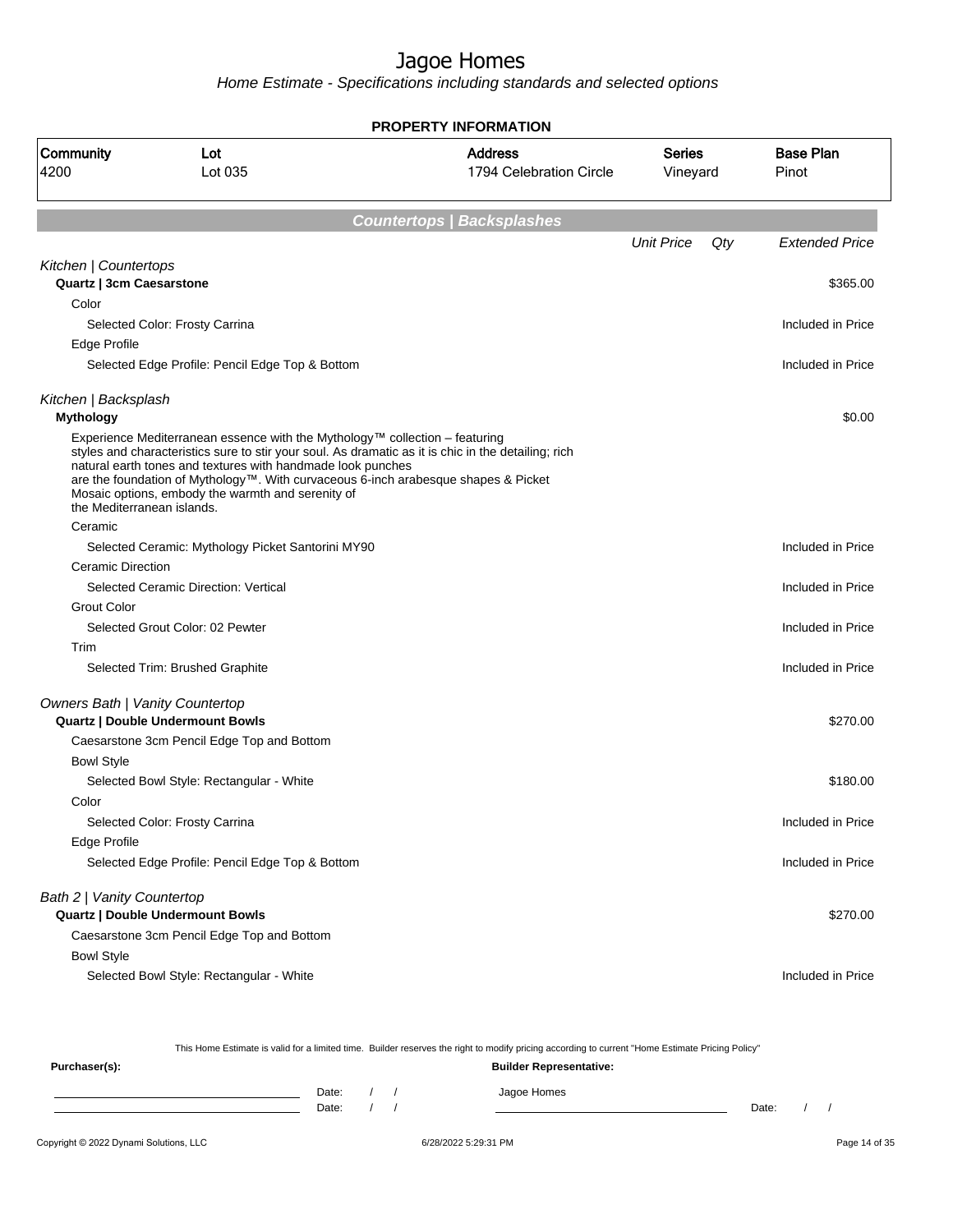# Jagoe Homes

*Home Estimate - Specifications including standards and selected options*

## PROPERTY INFORMATION

| Community | Lot | Address | Series | Base Plan |
|---|---|---|---|---|
| 4200 | Lot 035 | 1794 Celebration Circle | Vineyard | Pinot |

## Countertops | Backsplashes

| | Unit Price | Qty | Extended Price |
|---|---|---|---|
| *Kitchen \| Countertops* | | | |
| **Quartz \| 3cm Caesarstone** | | | $365.00 |
| Color | | | |
| Selected Color: Frosty Carrina | | | Included in Price |
| Edge Profile | | | |
| Selected Edge Profile: Pencil Edge Top & Bottom | | | Included in Price |
| *Kitchen \| Backsplash* | | | |
| **Mythology** | | | $0.00 |
| Experience Mediterranean essence with the Mythology™ collection – featuring styles and characteristics sure to stir your soul. As dramatic as it is chic in the detailing; rich natural earth tones and textures with handmade look punches are the foundation of Mythology™. With curvaceous 6-inch arabesque shapes & Picket Mosaic options, embody the warmth and serenity of the Mediterranean islands. | | | |
| Ceramic | | | |
| Selected Ceramic: Mythology Picket Santorini MY90 | | | Included in Price |
| Ceramic Direction | | | |
| Selected Ceramic Direction: Vertical | | | Included in Price |
| Grout Color | | | |
| Selected Grout Color: 02 Pewter | | | Included in Price |
| Trim | | | |
| Selected Trim: Brushed Graphite | | | Included in Price |
| *Owners Bath \| Vanity Countertop* | | | |
| **Quartz \| Double Undermount Bowls** | | | $270.00 |
| Caesarstone 3cm Pencil Edge Top and Bottom | | | |
| Bowl Style | | | |
| Selected Bowl Style: Rectangular - White | | | $180.00 |
| Color | | | |
| Selected Color: Frosty Carrina | | | Included in Price |
| Edge Profile | | | |
| Selected Edge Profile: Pencil Edge Top & Bottom | | | Included in Price |
| *Bath 2 \| Vanity Countertop* | | | |
| **Quartz \| Double Undermount Bowls** | | | $270.00 |
| Caesarstone 3cm Pencil Edge Top and Bottom | | | |
| Bowl Style | | | |
| Selected Bowl Style: Rectangular - White | | | Included in Price |

This Home Estimate is valid for a limited time. Builder reserves the right to modify pricing according to current "Home Estimate Pricing Policy"

**Purchaser(s):** Date: / / Date: / /

**Builder Representative:** Jagoe Homes Date: / /

Copyright © 2022 Dynami Solutions, LLC 6/28/2022 5:29:31 PM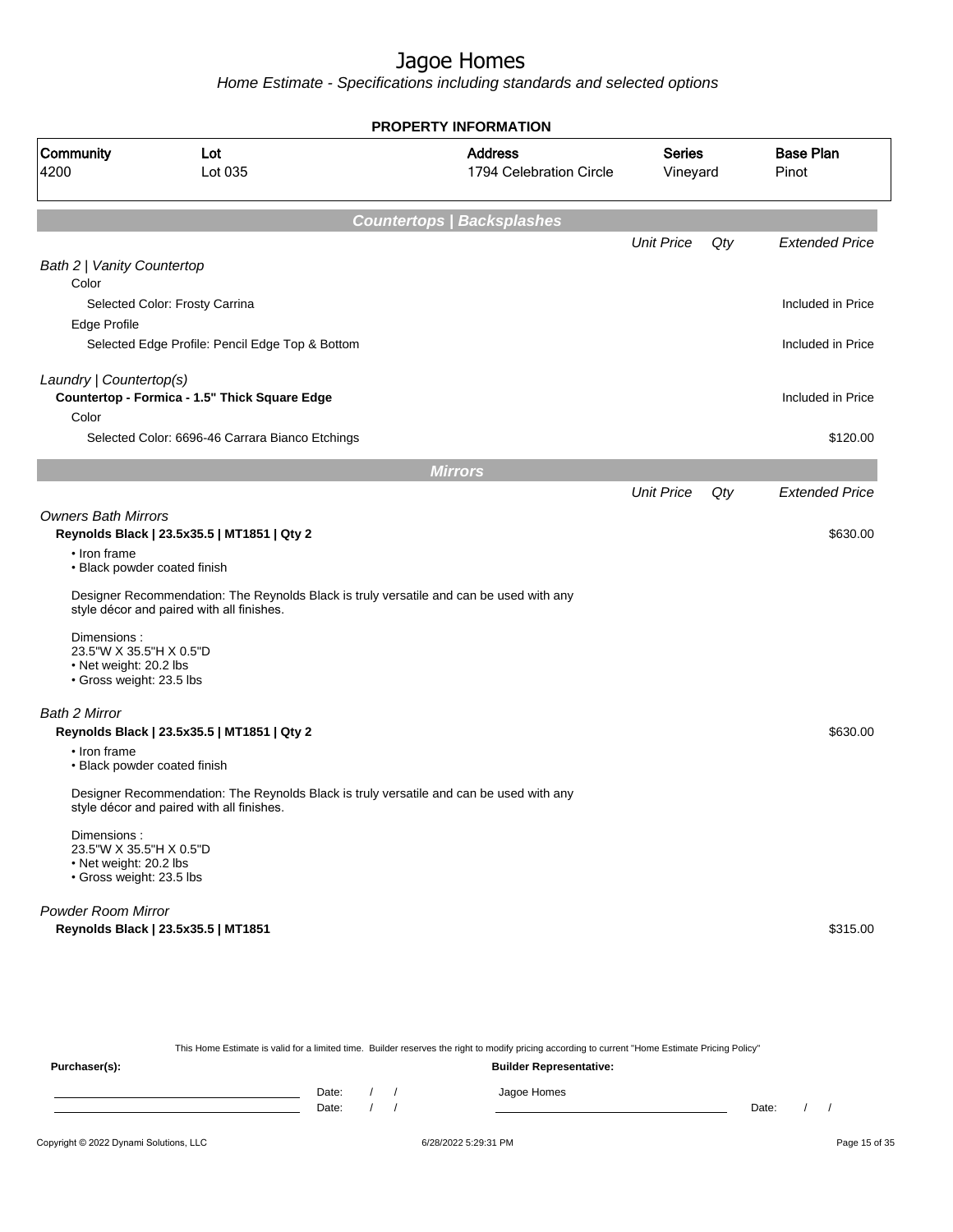# Jagoe Homes

*Home Estimate - Specifications including standards and selected options*

**PROPERTY INFORMATION**

| Community | Lot | Address | Series | Base Plan |
|---|---|---|---|---|
| 4200 | Lot 035 | 1794 Celebration Circle | Vineyard | Pinot |

## Countertops | Backsplashes

| | Unit Price | Qty | Extended Price |
|---|---|---|---|
| *Bath 2 \| Vanity Countertop* | | | |
| Color | | | |
| Selected Color: Frosty Carrina | | | Included in Price |
| Edge Profile | | | |
| Selected Edge Profile: Pencil Edge Top & Bottom | | | Included in Price |
| *Laundry \| Countertop(s)* | | | |
| **Countertop - Formica - 1.5" Thick Square Edge** | | | Included in Price |
| Color | | | |
| Selected Color: 6696-46 Carrara Bianco Etchings | | | $120.00 |

## Mirrors

| | Unit Price | Qty | Extended Price |
|---|---|---|---|
| *Owners Bath Mirrors* | | | |
| **Reynolds Black \| 23.5x35.5 \| MT1851 \| Qty 2** | | | $630.00 |

- Iron frame
- Black powder coated finish

Designer Recommendation: The Reynolds Black is truly versatile and can be used with any style décor and paired with all finishes.

Dimensions :
23.5"W X 35.5"H X 0.5"D
- Net weight: 20.2 lbs
- Gross weight: 23.5 lbs

| | Unit Price | Qty | Extended Price |
|---|---|---|---|
| *Bath 2 Mirror* | | | |
| **Reynolds Black \| 23.5x35.5 \| MT1851 \| Qty 2** | | | $630.00 |

- Iron frame
- Black powder coated finish

Designer Recommendation: The Reynolds Black is truly versatile and can be used with any style décor and paired with all finishes.

Dimensions :
23.5"W X 35.5"H X 0.5"D
- Net weight: 20.2 lbs
- Gross weight: 23.5 lbs

| | Unit Price | Qty | Extended Price |
|---|---|---|---|
| *Powder Room Mirror* | | | |
| **Reynolds Black \| 23.5x35.5 \| MT1851** | | | $315.00 |

This Home Estimate is valid for a limited time. Builder reserves the right to modify pricing according to current "Home Estimate Pricing Policy"

| Purchaser(s): | | Builder Representative: | |
|---|---|---|---|
| ______________________ | Date: / / | Jagoe Homes | |
| ______________________ | Date: / / | ______________________ | Date: / / |

Copyright © 2022 Dynami Solutions, LLC — 6/28/2022 5:29:31 PM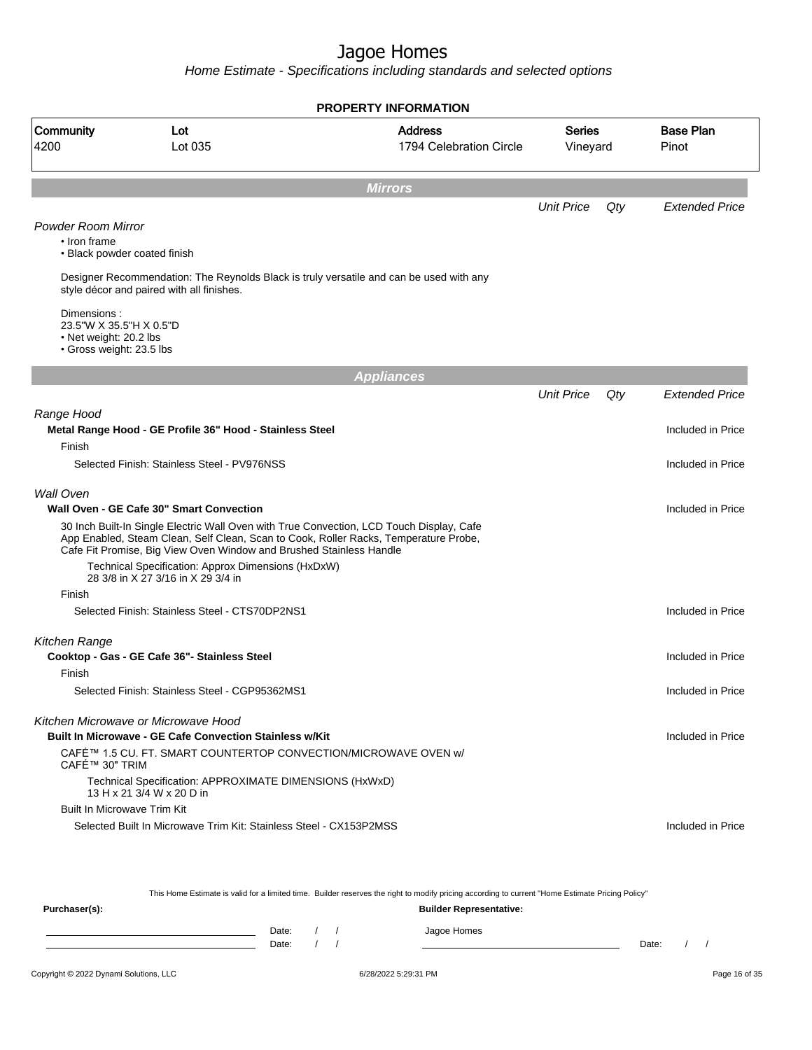# Jagoe Homes

*Home Estimate - Specifications including standards and selected options*

**PROPERTY INFORMATION**

| Community | Lot | Address | Series | Base Plan |
|---|---|---|---|---|
| 4200 | Lot 035 | 1794 Celebration Circle | Vineyard | Pinot |

## *Mirrors*

| | Unit Price | Qty | Extended Price |
|---|---|---|---|

*Powder Room Mirror*

- Iron frame
- Black powder coated finish

Designer Recommendation: The Reynolds Black is truly versatile and can be used with any style décor and paired with all finishes.

Dimensions :
23.5"W X 35.5"H X 0.5"D
- Net weight: 20.2 lbs
- Gross weight: 23.5 lbs

## *Appliances*

| | Unit Price | Qty | Extended Price |
|---|---|---|---|
| *Range Hood* | | | |
| **Metal Range Hood - GE Profile 36" Hood - Stainless Steel** | | | Included in Price |
| Finish | | | |
| Selected Finish: Stainless Steel - PV976NSS | | | Included in Price |
| *Wall Oven* | | | |
| **Wall Oven - GE Cafe 30" Smart Convection** | | | Included in Price |
| 30 Inch Built-In Single Electric Wall Oven with True Convection, LCD Touch Display, Cafe App Enabled, Steam Clean, Self Clean, Scan to Cook, Roller Racks, Temperature Probe, Cafe Fit Promise, Big View Oven Window and Brushed Stainless Handle | | | |
| Technical Specification: Approx Dimensions (HxDxW) 28 3/8 in X 27 3/16 in X 29 3/4 in | | | |
| Finish | | | |
| Selected Finish: Stainless Steel - CTS70DP2NS1 | | | Included in Price |
| *Kitchen Range* | | | |
| **Cooktop - Gas - GE Cafe 36"- Stainless Steel** | | | Included in Price |
| Finish | | | |
| Selected Finish: Stainless Steel - CGP95362MS1 | | | Included in Price |
| *Kitchen Microwave or Microwave Hood* | | | |
| **Built In Microwave - GE Cafe Convection Stainless w/Kit** | | | Included in Price |
| CAFÉ™ 1.5 CU. FT. SMART COUNTERTOP CONVECTION/MICROWAVE OVEN w/ CAFÉ™ 30" TRIM | | | |
| Technical Specification: APPROXIMATE DIMENSIONS (HxWxD) 13 H x 21 3/4 W x 20 D in | | | |
| Built In Microwave Trim Kit | | | |
| Selected Built In Microwave Trim Kit: Stainless Steel - CX153P2MSS | | | Included in Price |

This Home Estimate is valid for a limited time. Builder reserves the right to modify pricing according to current "Home Estimate Pricing Policy"

**Purchaser(s):** **Builder Representative:**

Date: / / Jagoe Homes
Date: / / Date: / /

Copyright © 2022 Dynami Solutions, LLC 6/28/2022 5:29:31 PM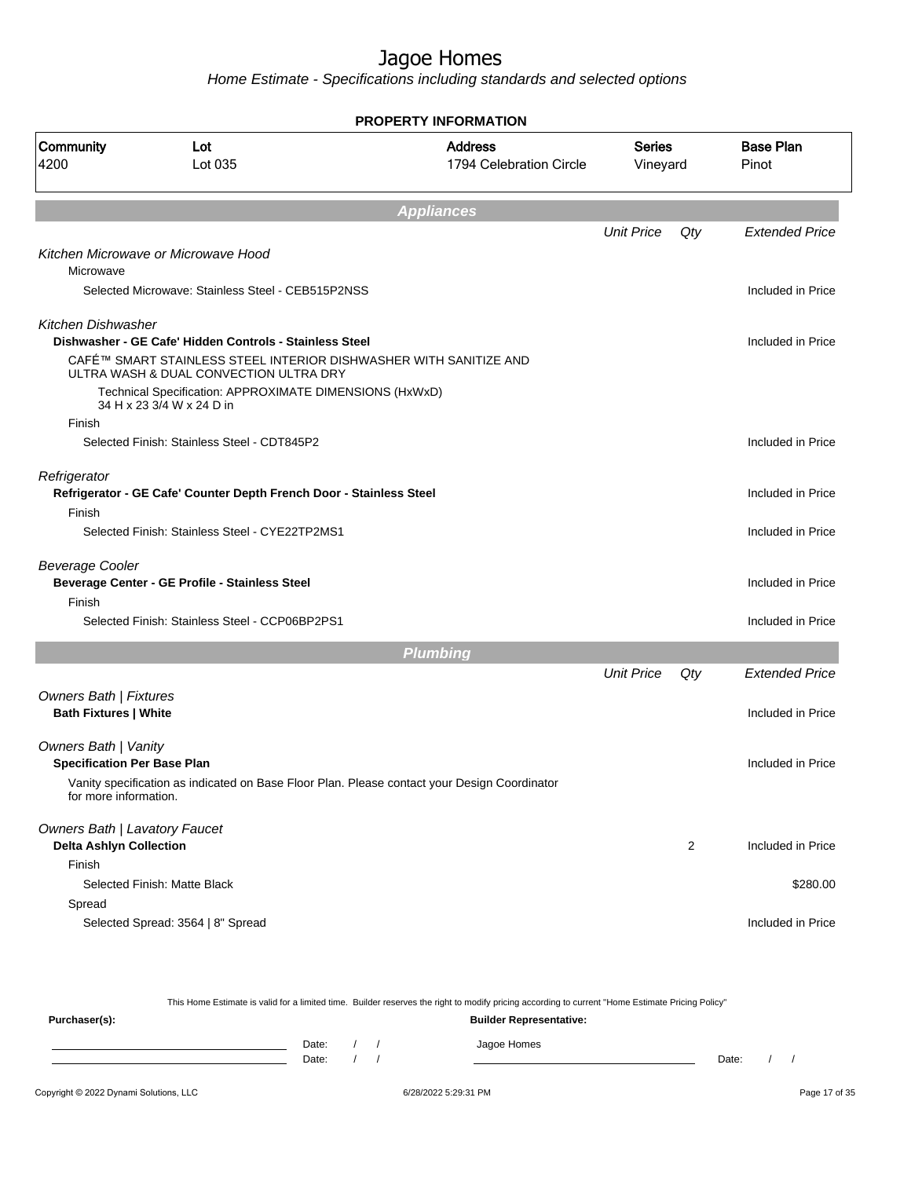# Jagoe Homes

*Home Estimate - Specifications including standards and selected options*

**PROPERTY INFORMATION**

| Community | Lot | Address | Series | Base Plan |
|---|---|---|---|---|
| 4200 | Lot 035 | 1794 Celebration Circle | Vineyard | Pinot |

## *Appliances*

| | Unit Price | Qty | Extended Price |
|---|---|---|---|
| *Kitchen Microwave or Microwave Hood* | | | |
| Microwave | | | |
| Selected Microwave: Stainless Steel - CEB515P2NSS | | | Included in Price |
| *Kitchen Dishwasher* | | | |
| **Dishwasher - GE Cafe' Hidden Controls - Stainless Steel** | | | Included in Price |
| CAFÉ™ SMART STAINLESS STEEL INTERIOR DISHWASHER WITH SANITIZE AND ULTRA WASH & DUAL CONVECTION ULTRA DRY | | | |
| Technical Specification: APPROXIMATE DIMENSIONS (HxWxD) 34 H x 23 3/4 W x 24 D in | | | |
| Finish | | | |
| Selected Finish: Stainless Steel - CDT845P2 | | | Included in Price |
| *Refrigerator* | | | |
| **Refrigerator - GE Cafe' Counter Depth French Door - Stainless Steel** | | | Included in Price |
| Finish | | | |
| Selected Finish: Stainless Steel - CYE22TP2MS1 | | | Included in Price |
| *Beverage Cooler* | | | |
| **Beverage Center - GE Profile - Stainless Steel** | | | Included in Price |
| Finish | | | |
| Selected Finish: Stainless Steel - CCP06BP2PS1 | | | Included in Price |

## *Plumbing*

| | Unit Price | Qty | Extended Price |
|---|---|---|---|
| *Owners Bath \| Fixtures* | | | |
| **Bath Fixtures \| White** | | | Included in Price |
| *Owners Bath \| Vanity* | | | |
| **Specification Per Base Plan** | | | Included in Price |
| Vanity specification as indicated on Base Floor Plan. Please contact your Design Coordinator for more information. | | | |
| *Owners Bath \| Lavatory Faucet* | | | |
| **Delta Ashlyn Collection** | | 2 | Included in Price |
| Finish | | | |
| Selected Finish: Matte Black | | | $280.00 |
| Spread | | | |
| Selected Spread: 3564 \| 8" Spread | | | Included in Price |

This Home Estimate is valid for a limited time. Builder reserves the right to modify pricing according to current "Home Estimate Pricing Policy"

**Purchaser(s):** Date: / / Date: / /

**Builder Representative:** Jagoe Homes Date: / /

Copyright © 2022 Dynami Solutions, LLC 6/28/2022 5:29:31 PM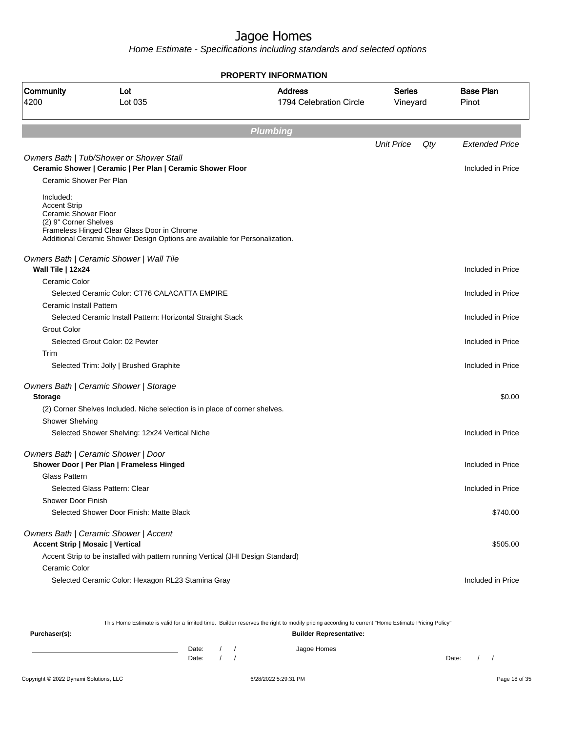# Jagoe Homes

*Home Estimate - Specifications including standards and selected options*

**PROPERTY INFORMATION**

| Community | Lot | Address | Series | Base Plan |
|---|---|---|---|---|
| 4200 | Lot 035 | 1794 Celebration Circle | Vineyard | Pinot |

## Plumbing

| | Unit Price | Qty | Extended Price |
|---|---|---|---|
| *Owners Bath \| Tub/Shower or Shower Stall* | | | |
| **Ceramic Shower \| Ceramic \| Per Plan \| Ceramic Shower Floor** | | | Included in Price |
| Ceramic Shower Per Plan | | | |
| Included:<br>Accent Strip<br>Ceramic Shower Floor<br>(2) 9" Corner Shelves<br>Frameless Hinged Clear Glass Door in Chrome<br>Additional Ceramic Shower Design Options are available for Personalization. | | | |
| *Owners Bath \| Ceramic Shower \| Wall Tile* | | | |
| **Wall Tile \| 12x24** | | | Included in Price |
| Ceramic Color | | | |
| Selected Ceramic Color: CT76 CALACATTA EMPIRE | | | Included in Price |
| Ceramic Install Pattern | | | |
| Selected Ceramic Install Pattern: Horizontal Straight Stack | | | Included in Price |
| Grout Color | | | |
| Selected Grout Color: 02 Pewter | | | Included in Price |
| Trim | | | |
| Selected Trim: Jolly \| Brushed Graphite | | | Included in Price |
| *Owners Bath \| Ceramic Shower \| Storage* | | | |
| **Storage** | | | $0.00 |
| (2) Corner Shelves Included. Niche selection is in place of corner shelves. | | | |
| Shower Shelving | | | |
| Selected Shower Shelving: 12x24 Vertical Niche | | | Included in Price |
| *Owners Bath \| Ceramic Shower \| Door* | | | |
| **Shower Door \| Per Plan \| Frameless Hinged** | | | Included in Price |
| Glass Pattern | | | |
| Selected Glass Pattern: Clear | | | Included in Price |
| Shower Door Finish | | | |
| Selected Shower Door Finish: Matte Black | | | $740.00 |
| *Owners Bath \| Ceramic Shower \| Accent* | | | |
| **Accent Strip \| Mosaic \| Vertical** | | | $505.00 |
| Accent Strip to be installed with pattern running Vertical (JHI Design Standard) | | | |
| Ceramic Color | | | |
| Selected Ceramic Color: Hexagon RL23 Stamina Gray | | | Included in Price |

This Home Estimate is valid for a limited time. Builder reserves the right to modify pricing according to current "Home Estimate Pricing Policy"

**Purchaser(s):**

Date: / /

Date: / /

**Builder Representative:**

Jagoe Homes

Date: / /

Copyright © 2022 Dynami Solutions, LLC 6/28/2022 5:29:31 PM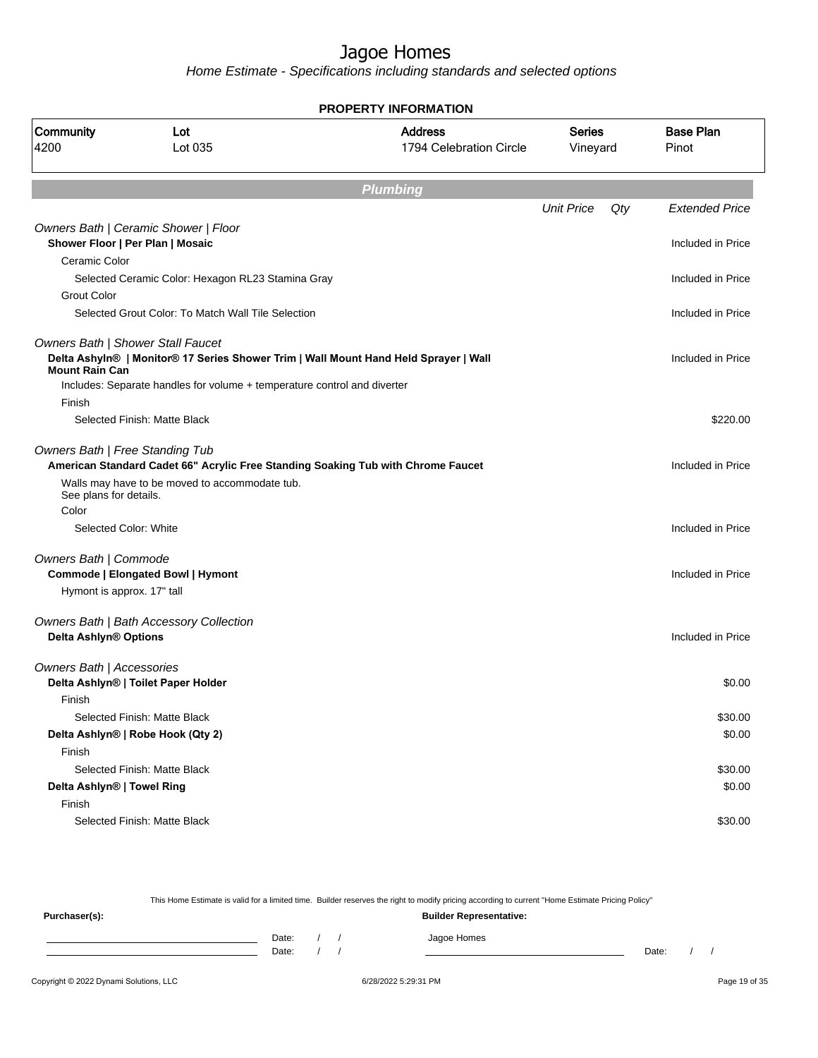# Jagoe Homes

*Home Estimate - Specifications including standards and selected options*

**PROPERTY INFORMATION**

| Community | Lot | Address | Series | Base Plan |
|---|---|---|---|---|
| 4200 | Lot 035 | 1794 Celebration Circle | Vineyard | Pinot |

## Plumbing

| | Unit Price | Qty | Extended Price |
|---|---|---|---|
| *Owners Bath \| Ceramic Shower \| Floor* | | | |
| **Shower Floor \| Per Plan \| Mosaic** | | | Included in Price |
| Ceramic Color | | | |
| Selected Ceramic Color: Hexagon RL23 Stamina Gray | | | Included in Price |
| Grout Color | | | |
| Selected Grout Color: To Match Wall Tile Selection | | | Included in Price |
| *Owners Bath \| Shower Stall Faucet* | | | |
| **Delta Ashyln® \| Monitor® 17 Series Shower Trim \| Wall Mount Hand Held Sprayer \| Wall Mount Rain Can** | | | Included in Price |
| Includes: Separate handles for volume + temperature control and diverter | | | |
| Finish | | | |
| Selected Finish: Matte Black | | | $220.00 |
| *Owners Bath \| Free Standing Tub* | | | |
| **American Standard Cadet 66" Acrylic Free Standing Soaking Tub with Chrome Faucet** | | | Included in Price |
| Walls may have to be moved to accommodate tub. See plans for details. | | | |
| Color | | | |
| Selected Color: White | | | Included in Price |
| *Owners Bath \| Commode* | | | |
| **Commode \| Elongated Bowl \| Hymont** | | | Included in Price |
| Hymont is approx. 17" tall | | | |
| *Owners Bath \| Bath Accessory Collection* | | | |
| **Delta Ashlyn® Options** | | | Included in Price |
| *Owners Bath \| Accessories* | | | |
| **Delta Ashlyn® \| Toilet Paper Holder** | | | $0.00 |
| Finish | | | |
| Selected Finish: Matte Black | | | $30.00 |
| **Delta Ashlyn® \| Robe Hook (Qty 2)** | | | $0.00 |
| Finish | | | |
| Selected Finish: Matte Black | | | $30.00 |
| **Delta Ashlyn® \| Towel Ring** | | | $0.00 |
| Finish | | | |
| Selected Finish: Matte Black | | | $30.00 |

This Home Estimate is valid for a limited time. Builder reserves the right to modify pricing according to current "Home Estimate Pricing Policy"

**Purchaser(s):**

Date: / /

Date: / /

**Builder Representative:**

Jagoe Homes

Date: / /

Copyright © 2022 Dynami Solutions, LLC 6/28/2022 5:29:31 PM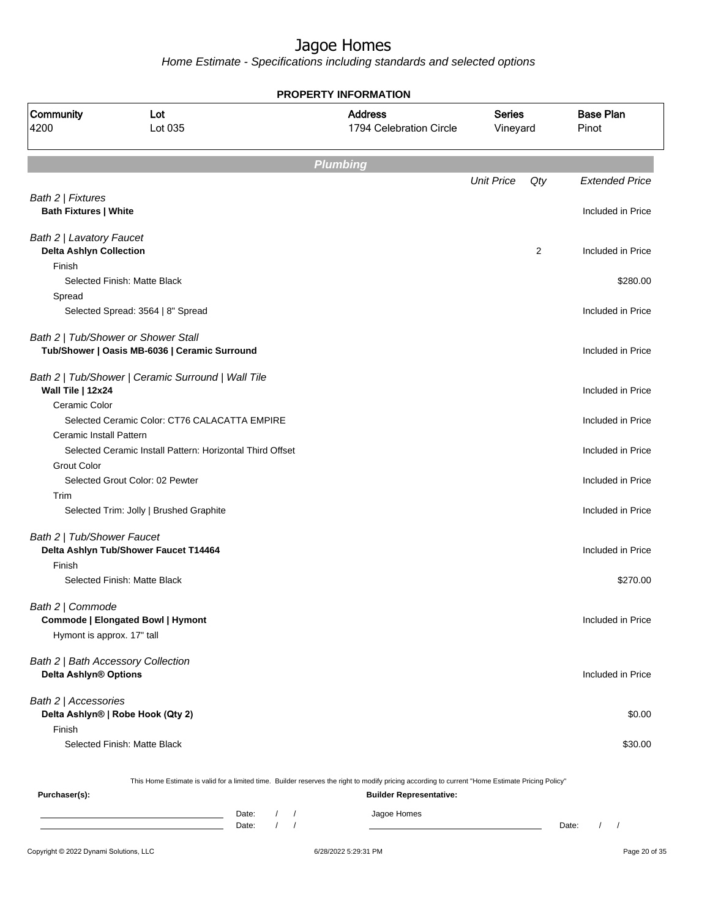# Jagoe Homes

*Home Estimate - Specifications including standards and selected options*

**PROPERTY INFORMATION**

| Community | Lot | Address | Series | Base Plan |
|---|---|---|---|---|
| 4200 | Lot 035 | 1794 Celebration Circle | Vineyard | Pinot |

## Plumbing

| | Unit Price | Qty | Extended Price |
|---|---|---|---|
| *Bath 2 \| Fixtures* | | | |
| **Bath Fixtures \| White** | | | Included in Price |
| *Bath 2 \| Lavatory Faucet* | | | |
| **Delta Ashlyn Collection** | | 2 | Included in Price |
| Finish | | | |
| Selected Finish: Matte Black | | | $280.00 |
| Spread | | | |
| Selected Spread: 3564 \| 8" Spread | | | Included in Price |
| *Bath 2 \| Tub/Shower or Shower Stall* | | | |
| **Tub/Shower \| Oasis MB-6036 \| Ceramic Surround** | | | Included in Price |
| *Bath 2 \| Tub/Shower \| Ceramic Surround \| Wall Tile* | | | |
| **Wall Tile \| 12x24** | | | Included in Price |
| Ceramic Color | | | |
| Selected Ceramic Color: CT76 CALACATTA EMPIRE | | | Included in Price |
| Ceramic Install Pattern | | | |
| Selected Ceramic Install Pattern: Horizontal Third Offset | | | Included in Price |
| Grout Color | | | |
| Selected Grout Color: 02 Pewter | | | Included in Price |
| Trim | | | |
| Selected Trim: Jolly \| Brushed Graphite | | | Included in Price |
| *Bath 2 \| Tub/Shower Faucet* | | | |
| **Delta Ashlyn Tub/Shower Faucet T14464** | | | Included in Price |
| Finish | | | |
| Selected Finish: Matte Black | | | $270.00 |
| *Bath 2 \| Commode* | | | |
| **Commode \| Elongated Bowl \| Hymont** | | | Included in Price |
| Hymont is approx. 17" tall | | | |
| *Bath 2 \| Bath Accessory Collection* | | | |
| **Delta Ashlyn® Options** | | | Included in Price |
| *Bath 2 \| Accessories* | | | |
| **Delta Ashlyn® \| Robe Hook (Qty 2)** | | | $0.00 |
| Finish | | | |
| Selected Finish: Matte Black | | | $30.00 |

This Home Estimate is valid for a limited time. Builder reserves the right to modify pricing according to current "Home Estimate Pricing Policy"

**Purchaser(s):**

Date: / /

Date: / /

**Builder Representative:**

Jagoe Homes

Date: / /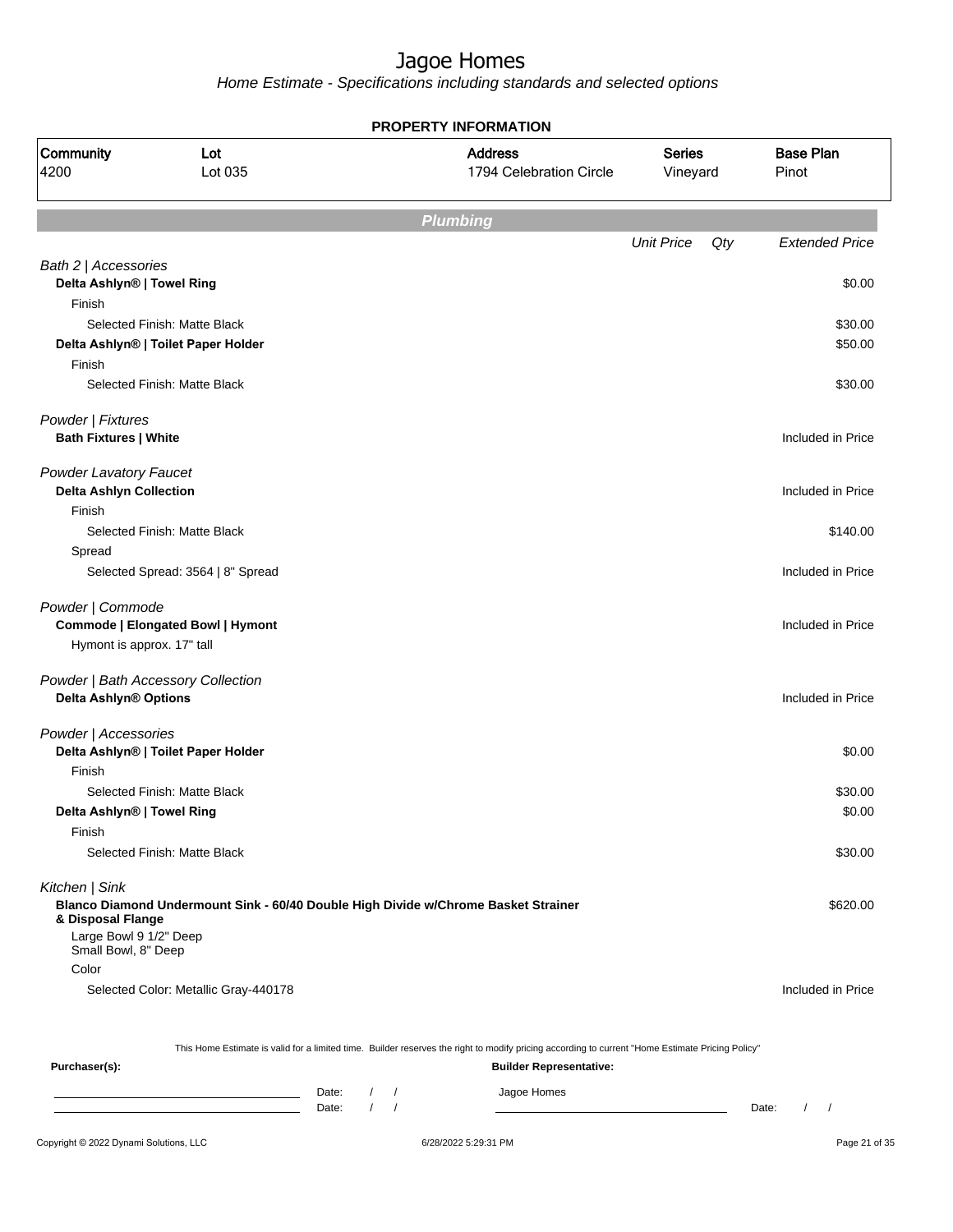# Jagoe Homes

*Home Estimate - Specifications including standards and selected options*

**PROPERTY INFORMATION**

| Community | Lot | Address | Series | Base Plan |
|---|---|---|---|---|
| 4200 | Lot 035 | 1794 Celebration Circle | Vineyard | Pinot |

## Plumbing

| | Unit Price | Qty | Extended Price |
|---|---|---|---|
| *Bath 2 \| Accessories* | | | |
| **Delta Ashlyn® \| Towel Ring** | | | $0.00 |
| Finish | | | |
| Selected Finish: Matte Black | | | $30.00 |
| **Delta Ashlyn® \| Toilet Paper Holder** | | | $50.00 |
| Finish | | | |
| Selected Finish: Matte Black | | | $30.00 |
| *Powder \| Fixtures* | | | |
| **Bath Fixtures \| White** | | | Included in Price |
| *Powder Lavatory Faucet* | | | |
| **Delta Ashlyn Collection** | | | Included in Price |
| Finish | | | |
| Selected Finish: Matte Black | | | $140.00 |
| Spread | | | |
| Selected Spread: 3564 \| 8" Spread | | | Included in Price |
| *Powder \| Commode* | | | |
| **Commode \| Elongated Bowl \| Hymont** | | | Included in Price |
| Hymont is approx. 17" tall | | | |
| *Powder \| Bath Accessory Collection* | | | |
| **Delta Ashlyn® Options** | | | Included in Price |
| *Powder \| Accessories* | | | |
| **Delta Ashlyn® \| Toilet Paper Holder** | | | $0.00 |
| Finish | | | |
| Selected Finish: Matte Black | | | $30.00 |
| **Delta Ashlyn® \| Towel Ring** | | | $0.00 |
| Finish | | | |
| Selected Finish: Matte Black | | | $30.00 |
| *Kitchen \| Sink* | | | |
| **Blanco Diamond Undermount Sink - 60/40 Double High Divide w/Chrome Basket Strainer & Disposal Flange** | | | $620.00 |
| Large Bowl 9 1/2" Deep<br>Small Bowl, 8" Deep | | | |
| Color | | | |
| Selected Color: Metallic Gray-440178 | | | Included in Price |

This Home Estimate is valid for a limited time. Builder reserves the right to modify pricing according to current "Home Estimate Pricing Policy"

**Purchaser(s):**

Date: / /

Date: / /

**Builder Representative:**

Jagoe Homes

Date: / /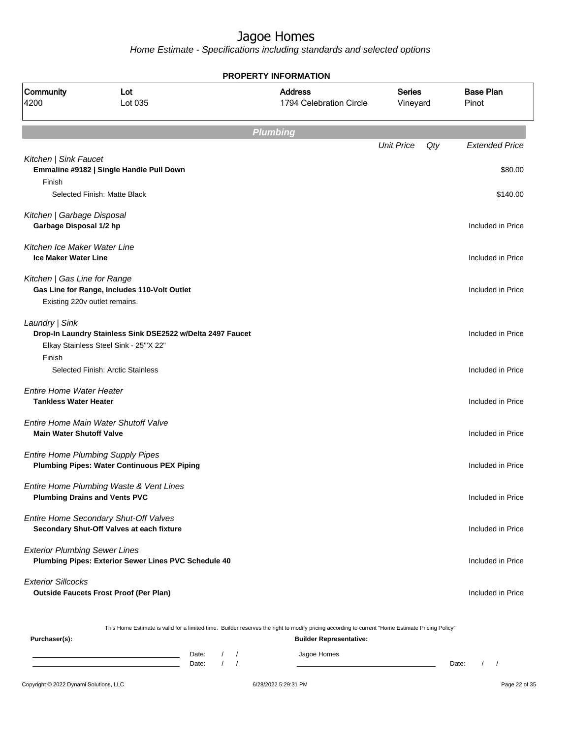# Jagoe Homes

*Home Estimate - Specifications including standards and selected options*

**PROPERTY INFORMATION**

| Community | Lot | Address | Series | Base Plan |
|---|---|---|---|---|
| 4200 | Lot 035 | 1794 Celebration Circle | Vineyard | Pinot |

## Plumbing

| | Unit Price | Qty | Extended Price |
|---|---|---|---|
| *Kitchen \| Sink Faucet* | | | |
| **Emmaline #9182 \| Single Handle Pull Down** | | | $80.00 |
| Finish | | | |
| Selected Finish: Matte Black | | | $140.00 |
| *Kitchen \| Garbage Disposal* | | | |
| **Garbage Disposal 1/2 hp** | | | Included in Price |
| *Kitchen Ice Maker Water Line* | | | |
| **Ice Maker Water Line** | | | Included in Price |
| *Kitchen \| Gas Line for Range* | | | |
| **Gas Line for Range, Includes 110-Volt Outlet** | | | Included in Price |
| Existing 220v outlet remains. | | | |
| *Laundry \| Sink* | | | |
| **Drop-In Laundry Stainless Sink DSE2522 w/Delta 2497 Faucet** | | | Included in Price |
| Elkay Stainless Steel Sink - 25"'X 22" | | | |
| Finish | | | |
| Selected Finish: Arctic Stainless | | | Included in Price |
| *Entire Home Water Heater* | | | |
| **Tankless Water Heater** | | | Included in Price |
| *Entire Home Main Water Shutoff Valve* | | | |
| **Main Water Shutoff Valve** | | | Included in Price |
| *Entire Home Plumbing Supply Pipes* | | | |
| **Plumbing Pipes: Water Continuous PEX Piping** | | | Included in Price |
| *Entire Home Plumbing Waste & Vent Lines* | | | |
| **Plumbing Drains and Vents PVC** | | | Included in Price |
| *Entire Home Secondary Shut-Off Valves* | | | |
| **Secondary Shut-Off Valves at each fixture** | | | Included in Price |
| *Exterior Plumbing Sewer Lines* | | | |
| **Plumbing Pipes: Exterior Sewer Lines PVC Schedule 40** | | | Included in Price |
| *Exterior Sillcocks* | | | |
| **Outside Faucets Frost Proof (Per Plan)** | | | Included in Price |

This Home Estimate is valid for a limited time. Builder reserves the right to modify pricing according to current "Home Estimate Pricing Policy"

**Purchaser(s):**

Date: / /

Date: / /

**Builder Representative:**

Jagoe Homes

Date: / /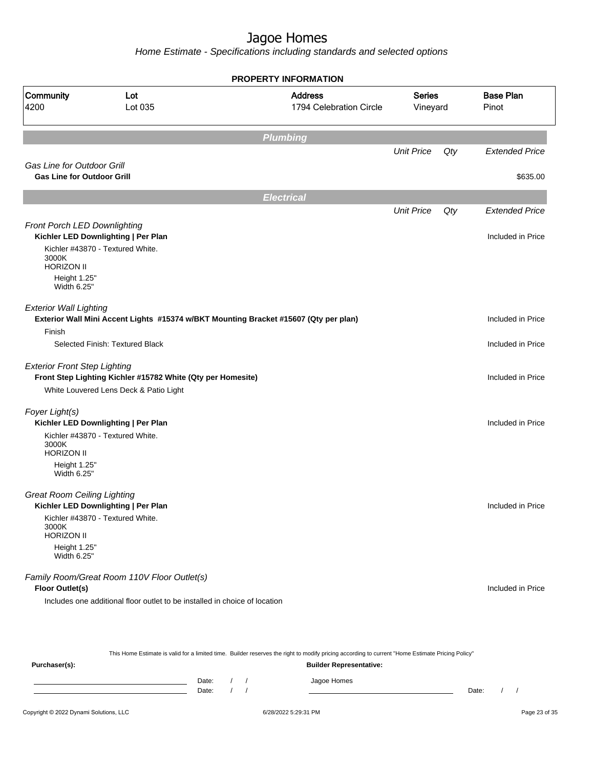# Jagoe Homes

Home Estimate - Specifications including standards and selected options

**PROPERTY INFORMATION**

| Community | Lot | Address | Series | Base Plan |
|---|---|---|---|---|
| 4200 | Lot 035 | 1794 Celebration Circle | Vineyard | Pinot |

## Plumbing

| | Unit Price | Qty | Extended Price |
|---|---|---|---|
| *Gas Line for Outdoor Grill* | | | |
| **Gas Line for Outdoor Grill** | | | $635.00 |

## Electrical

| | Unit Price | Qty | Extended Price |
|---|---|---|---|
| *Front Porch LED Downlighting* | | | |
| **Kichler LED Downlighting \| Per Plan** | | | Included in Price |
| Kichler #43870 - Textured White. 3000K HORIZON II Height 1.25" Width 6.25" | | | |
| *Exterior Wall Lighting* | | | |
| **Exterior Wall Mini Accent Lights #15374 w/BKT Mounting Bracket #15607 (Qty per plan)** | | | Included in Price |
| Finish | | | |
| Selected Finish: Textured Black | | | Included in Price |
| *Exterior Front Step Lighting* | | | |
| **Front Step Lighting Kichler #15782 White (Qty per Homesite)** | | | Included in Price |
| White Louvered Lens Deck & Patio Light | | | |
| *Foyer Light(s)* | | | |
| **Kichler LED Downlighting \| Per Plan** | | | Included in Price |
| Kichler #43870 - Textured White. 3000K HORIZON II Height 1.25" Width 6.25" | | | |
| *Great Room Ceiling Lighting* | | | |
| **Kichler LED Downlighting \| Per Plan** | | | Included in Price |
| Kichler #43870 - Textured White. 3000K HORIZON II Height 1.25" Width 6.25" | | | |
| *Family Room/Great Room 110V Floor Outlet(s)* | | | |
| **Floor Outlet(s)** | | | Included in Price |
| Includes one additional floor outlet to be installed in choice of location | | | |

This Home Estimate is valid for a limited time. Builder reserves the right to modify pricing according to current "Home Estimate Pricing Policy"

**Purchaser(s):** Date: / / Date: / /

**Builder Representative:** Jagoe Homes Date: / /

Copyright © 2022 Dynami Solutions, LLC 6/28/2022 5:29:31 PM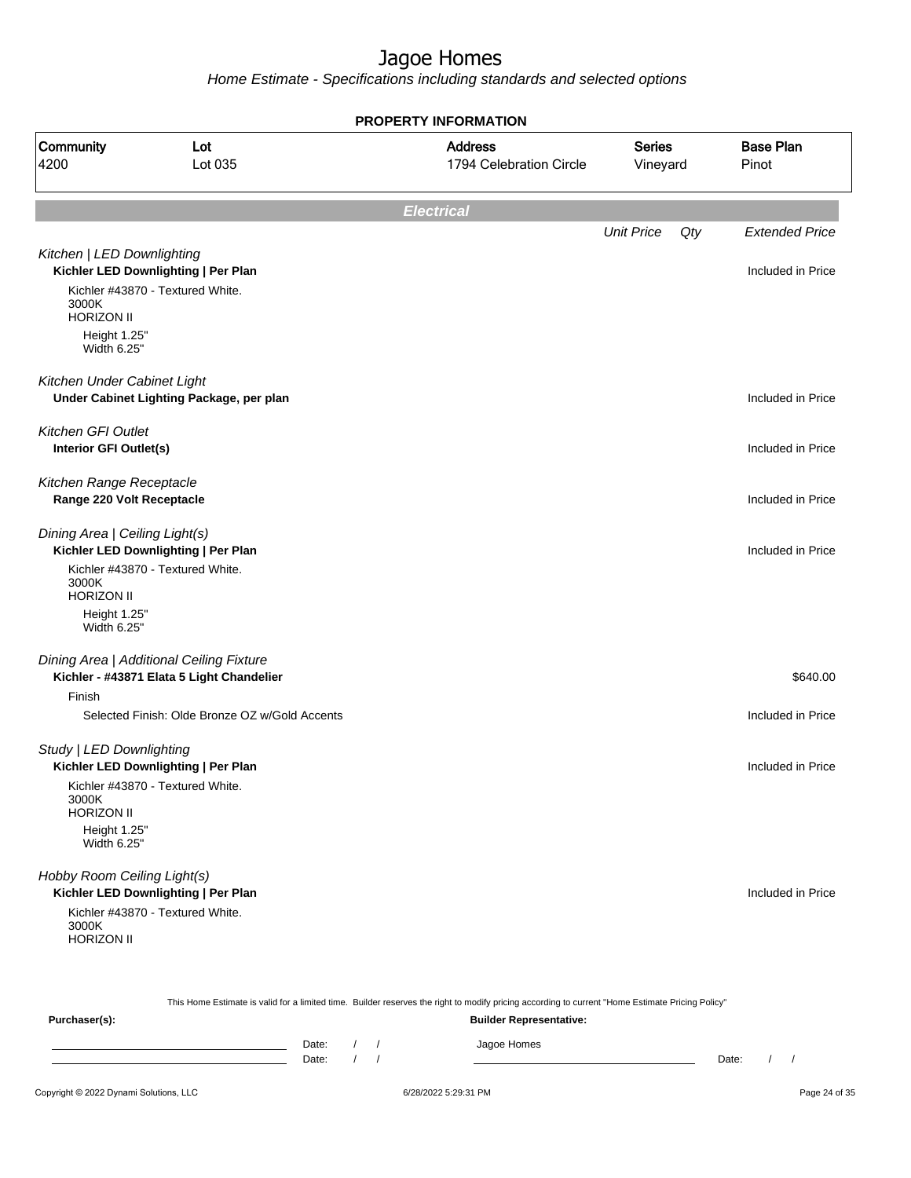# Jagoe Homes

*Home Estimate - Specifications including standards and selected options*

**PROPERTY INFORMATION**

| Community | Lot | Address | Series | Base Plan |
|---|---|---|---|---|
| 4200 | Lot 035 | 1794 Celebration Circle | Vineyard | Pinot |

## *Electrical*

| | Unit Price | Qty | Extended Price |
|---|---|---|---|
| *Kitchen \| LED Downlighting* | | | |
| **Kichler LED Downlighting \| Per Plan** | | | Included in Price |
| Kichler #43870 - Textured White.<br>3000K<br>HORIZON II<br>Height 1.25"<br>Width 6.25" | | | |
| *Kitchen Under Cabinet Light* | | | |
| **Under Cabinet Lighting Package, per plan** | | | Included in Price |
| *Kitchen GFI Outlet* | | | |
| **Interior GFI Outlet(s)** | | | Included in Price |
| *Kitchen Range Receptacle* | | | |
| **Range 220 Volt Receptacle** | | | Included in Price |
| *Dining Area \| Ceiling Light(s)* | | | |
| **Kichler LED Downlighting \| Per Plan** | | | Included in Price |
| Kichler #43870 - Textured White.<br>3000K<br>HORIZON II<br>Height 1.25"<br>Width 6.25" | | | |
| *Dining Area \| Additional Ceiling Fixture* | | | |
| **Kichler - #43871 Elata 5 Light Chandelier** | | | $640.00 |
| Finish | | | |
| Selected Finish: Olde Bronze OZ w/Gold Accents | | | Included in Price |
| *Study \| LED Downlighting* | | | |
| **Kichler LED Downlighting \| Per Plan** | | | Included in Price |
| Kichler #43870 - Textured White.<br>3000K<br>HORIZON II<br>Height 1.25"<br>Width 6.25" | | | |
| *Hobby Room Ceiling Light(s)* | | | |
| **Kichler LED Downlighting \| Per Plan** | | | Included in Price |
| Kichler #43870 - Textured White.<br>3000K<br>HORIZON II | | | |

This Home Estimate is valid for a limited time. Builder reserves the right to modify pricing according to current "Home Estimate Pricing Policy"

**Purchaser(s):** Date: / / Date: / /

**Builder Representative:** Jagoe Homes Date: / /

Copyright © 2022 Dynami Solutions, LLC 6/28/2022 5:29:31 PM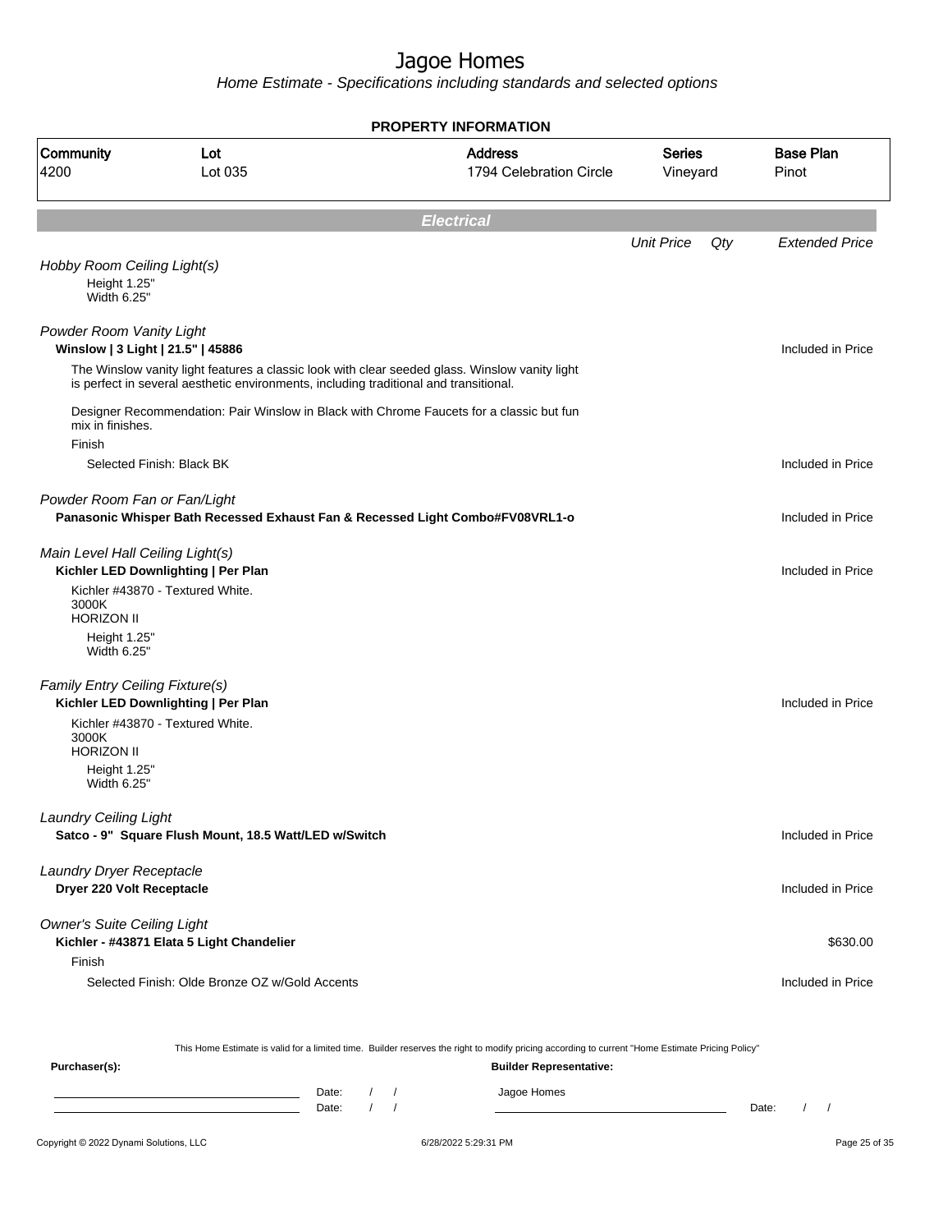# Jagoe Homes

*Home Estimate - Specifications including standards and selected options*

## PROPERTY INFORMATION

| Community | Lot | Address | Series | Base Plan |
|---|---|---|---|---|
| 4200 | Lot 035 | 1794 Celebration Circle | Vineyard | Pinot |

## *Electrical*

| | Unit Price | Qty | Extended Price |
|---|---|---|---|
| *Hobby Room Ceiling Light(s)* | | | |
| Height 1.25" Width 6.25" | | | |
| *Powder Room Vanity Light* | | | |
| **Winslow \| 3 Light \| 21.5" \| 45886** | | | Included in Price |
| The Winslow vanity light features a classic look with clear seeded glass. Winslow vanity light is perfect in several aesthetic environments, including traditional and transitional. | | | |
| Designer Recommendation: Pair Winslow in Black with Chrome Faucets for a classic but fun mix in finishes. | | | |
| Finish | | | |
| Selected Finish: Black BK | | | Included in Price |
| *Powder Room Fan or Fan/Light* | | | |
| **Panasonic Whisper Bath Recessed Exhaust Fan & Recessed Light Combo#FV08VRL1-o** | | | Included in Price |
| *Main Level Hall Ceiling Light(s)* | | | |
| **Kichler LED Downlighting \| Per Plan** | | | Included in Price |
| Kichler #43870 - Textured White. 3000K HORIZON II | | | |
| Height 1.25" Width 6.25" | | | |
| *Family Entry Ceiling Fixture(s)* | | | |
| **Kichler LED Downlighting \| Per Plan** | | | Included in Price |
| Kichler #43870 - Textured White. 3000K HORIZON II | | | |
| Height 1.25" Width 6.25" | | | |
| *Laundry Ceiling Light* | | | |
| **Satco - 9" Square Flush Mount, 18.5 Watt/LED w/Switch** | | | Included in Price |
| *Laundry Dryer Receptacle* | | | |
| **Dryer 220 Volt Receptacle** | | | Included in Price |
| *Owner's Suite Ceiling Light* | | | |
| **Kichler - #43871 Elata 5 Light Chandelier** | | | $630.00 |
| Finish | | | |
| Selected Finish: Olde Bronze OZ w/Gold Accents | | | Included in Price |

This Home Estimate is valid for a limited time. Builder reserves the right to modify pricing according to current "Home Estimate Pricing Policy"

**Purchaser(s):**

Date: / /

Date: / /

**Builder Representative:**

Jagoe Homes

Date: / /

Copyright © 2022 Dynami Solutions, LLC — 6/28/2022 5:29:31 PM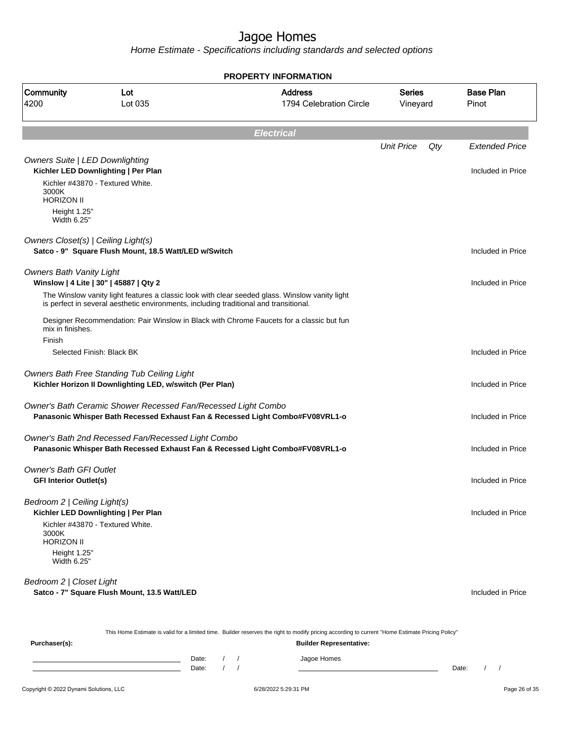# Jagoe Homes

*Home Estimate - Specifications including standards and selected options*

**PROPERTY INFORMATION**

| Community | Lot | Address | Series | Base Plan |
|---|---|---|---|---|
| 4200 | Lot 035 | 1794 Celebration Circle | Vineyard | Pinot |

## *Electrical*

| | Unit Price | Qty | Extended Price |
|---|---|---|---|
| *Owners Suite \| LED Downlighting* | | | |
| **Kichler LED Downlighting \| Per Plan** | | | Included in Price |
| Kichler #43870 - Textured White.<br>3000K<br>HORIZON II<br>Height 1.25"<br>Width 6.25" | | | |
| *Owners Closet(s) \| Ceiling Light(s)* | | | |
| **Satco - 9" Square Flush Mount, 18.5 Watt/LED w/Switch** | | | Included in Price |
| *Owners Bath Vanity Light* | | | |
| **Winslow \| 4 Lite \| 30" \| 45887 \| Qty 2** | | | Included in Price |
| The Winslow vanity light features a classic look with clear seeded glass. Winslow vanity light is perfect in several aesthetic environments, including traditional and transitional.<br><br>Designer Recommendation: Pair Winslow in Black with Chrome Faucets for a classic but fun mix in finishes. | | | |
| Finish | | | |
| Selected Finish: Black BK | | | Included in Price |
| *Owners Bath Free Standing Tub Ceiling Light* | | | |
| **Kichler Horizon II Downlighting LED, w/switch (Per Plan)** | | | Included in Price |
| *Owner's Bath Ceramic Shower Recessed Fan/Recessed Light Combo* | | | |
| **Panasonic Whisper Bath Recessed Exhaust Fan & Recessed Light Combo#FV08VRL1-o** | | | Included in Price |
| *Owner's Bath 2nd Recessed Fan/Recessed Light Combo* | | | |
| **Panasonic Whisper Bath Recessed Exhaust Fan & Recessed Light Combo#FV08VRL1-o** | | | Included in Price |
| *Owner's Bath GFI Outlet* | | | |
| **GFI Interior Outlet(s)** | | | Included in Price |
| *Bedroom 2 \| Ceiling Light(s)* | | | |
| **Kichler LED Downlighting \| Per Plan** | | | Included in Price |
| Kichler #43870 - Textured White.<br>3000K<br>HORIZON II<br>Height 1.25"<br>Width 6.25" | | | |
| *Bedroom 2 \| Closet Light* | | | |
| **Satco - 7" Square Flush Mount, 13.5 Watt/LED** | | | Included in Price |

This Home Estimate is valid for a limited time. Builder reserves the right to modify pricing according to current "Home Estimate Pricing Policy"

**Purchaser(s):** **Builder Representative:**

Date: / / Jagoe Homes

Date: / / Date: / /

Copyright © 2022 Dynami Solutions, LLC 6/28/2022 5:29:31 PM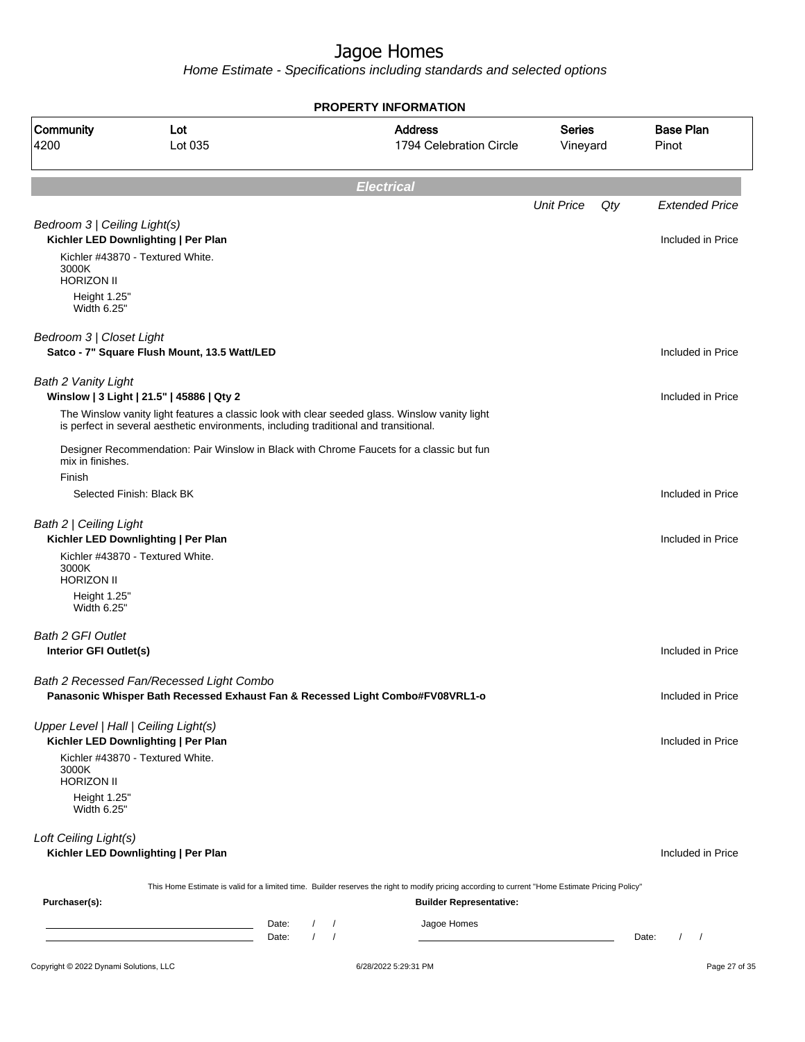# Jagoe Homes

Home Estimate - Specifications including standards and selected options

**PROPERTY INFORMATION**

| Community | Lot | Address | Series | Base Plan |
|---|---|---|---|---|
| 4200 | Lot 035 | 1794 Celebration Circle | Vineyard | Pinot |

## Electrical

| | Unit Price | Qty | Extended Price |
|---|---|---|---|
| *Bedroom 3 \| Ceiling Light(s)* | | | |
| **Kichler LED Downlighting \| Per Plan** | | | Included in Price |
| Kichler #43870 - Textured White.<br>3000K<br>HORIZON II<br>Height 1.25"<br>Width 6.25" | | | |
| *Bedroom 3 \| Closet Light* | | | |
| **Satco - 7" Square Flush Mount, 13.5 Watt/LED** | | | Included in Price |
| *Bath 2 Vanity Light* | | | |
| **Winslow \| 3 Light \| 21.5" \| 45886 \| Qty 2** | | | Included in Price |
| The Winslow vanity light features a classic look with clear seeded glass. Winslow vanity light is perfect in several aesthetic environments, including traditional and transitional.<br><br>Designer Recommendation: Pair Winslow in Black with Chrome Faucets for a classic but fun mix in finishes. | | | |
| Finish | | | |
| Selected Finish: Black BK | | | Included in Price |
| *Bath 2 \| Ceiling Light* | | | |
| **Kichler LED Downlighting \| Per Plan** | | | Included in Price |
| Kichler #43870 - Textured White.<br>3000K<br>HORIZON II<br>Height 1.25"<br>Width 6.25" | | | |
| *Bath 2 GFI Outlet* | | | |
| **Interior GFI Outlet(s)** | | | Included in Price |
| *Bath 2 Recessed Fan/Recessed Light Combo* | | | |
| **Panasonic Whisper Bath Recessed Exhaust Fan & Recessed Light Combo#FV08VRL1-o** | | | Included in Price |
| *Upper Level \| Hall \| Ceiling Light(s)* | | | |
| **Kichler LED Downlighting \| Per Plan** | | | Included in Price |
| Kichler #43870 - Textured White.<br>3000K<br>HORIZON II<br>Height 1.25"<br>Width 6.25" | | | |
| *Loft Ceiling Light(s)* | | | |
| **Kichler LED Downlighting \| Per Plan** | | | Included in Price |

This Home Estimate is valid for a limited time. Builder reserves the right to modify pricing according to current "Home Estimate Pricing Policy"

**Purchaser(s):**

_________________________ Date: / /

_________________________ Date: / /

**Builder Representative:**

Jagoe Homes

_________________________ Date: / /

Copyright © 2022 Dynami Solutions, LLC — 6/28/2022 5:29:31 PM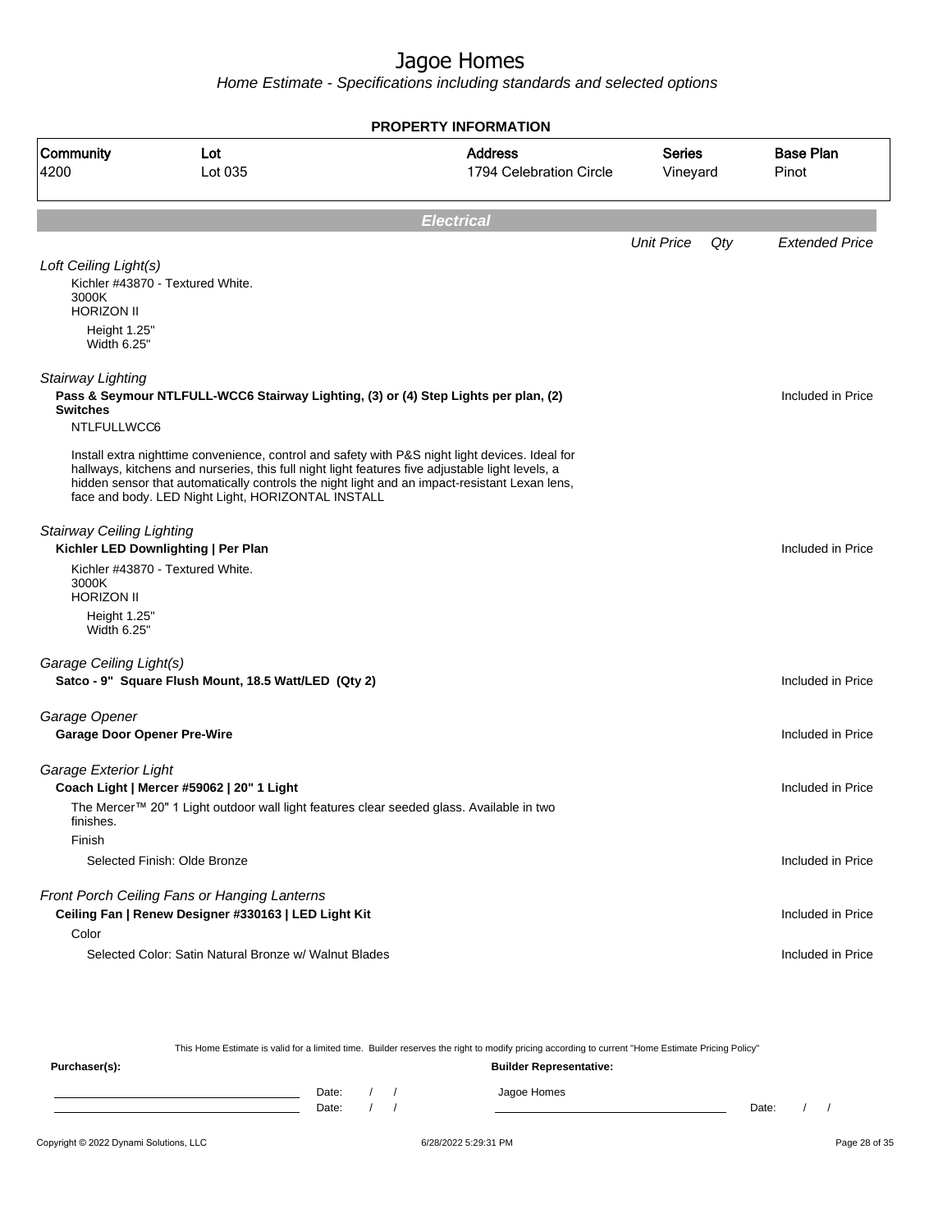# Jagoe Homes

*Home Estimate - Specifications including standards and selected options*

**PROPERTY INFORMATION**

| Community | Lot | Address | Series | Base Plan |
|---|---|---|---|---|
| 4200 | Lot 035 | 1794 Celebration Circle | Vineyard | Pinot |

## *Electrical*

| | *Unit Price* | *Qty* | *Extended Price* |
|---|---|---|---|
| *Loft Ceiling Light(s)* | | | |
| Kichler #43870 - Textured White.<br>3000K<br>HORIZON II<br>Height 1.25"<br>Width 6.25" | | | |
| *Stairway Lighting* | | | |
| **Pass & Seymour NTLFULL-WCC6 Stairway Lighting, (3) or (4) Step Lights per plan, (2) Switches**<br>NTLFULLWCC6<br>Install extra nighttime convenience, control and safety with P&S night light devices. Ideal for hallways, kitchens and nurseries, this full night light features five adjustable light levels, a hidden sensor that automatically controls the night light and an impact-resistant Lexan lens, face and body. LED Night Light, HORIZONTAL INSTALL | | | Included in Price |
| *Stairway Ceiling Lighting* | | | |
| **Kichler LED Downlighting \| Per Plan**<br>Kichler #43870 - Textured White.<br>3000K<br>HORIZON II<br>Height 1.25"<br>Width 6.25" | | | Included in Price |
| *Garage Ceiling Light(s)* | | | |
| **Satco - 9" Square Flush Mount, 18.5 Watt/LED (Qty 2)** | | | Included in Price |
| *Garage Opener* | | | |
| **Garage Door Opener Pre-Wire** | | | Included in Price |
| *Garage Exterior Light* | | | |
| **Coach Light \| Mercer #59062 \| 20" 1 Light**<br>The Mercer™ 20" 1 Light outdoor wall light features clear seeded glass. Available in two finishes. | | | Included in Price |
| Finish<br>Selected Finish: Olde Bronze | | | Included in Price |
| *Front Porch Ceiling Fans or Hanging Lanterns* | | | |
| **Ceiling Fan \| Renew Designer #330163 \| LED Light Kit** | | | Included in Price |
| Color<br>Selected Color: Satin Natural Bronze w/ Walnut Blades | | | Included in Price |

This Home Estimate is valid for a limited time. Builder reserves the right to modify pricing according to current "Home Estimate Pricing Policy"

**Purchaser(s):** ______________________ Date: / /  
______________________ Date: / /

**Builder Representative:**  
Jagoe Homes  
______________________ Date: / /

Copyright © 2022 Dynami Solutions, LLC — 6/28/2022 5:29:31 PM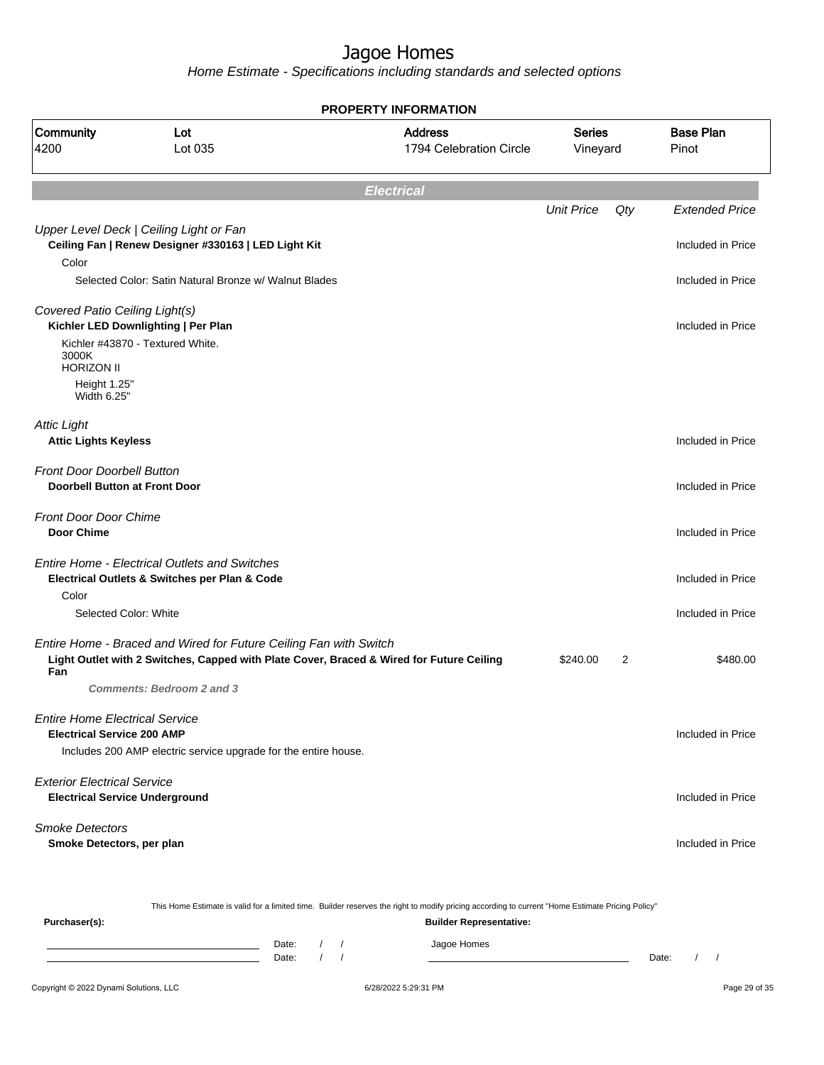# Jagoe Homes

Home Estimate - Specifications including standards and selected options

**PROPERTY INFORMATION**

| Community | Lot | Address | Series | Base Plan |
| --- | --- | --- | --- | --- |
| 4200 | Lot 035 | 1794 Celebration Circle | Vineyard | Pinot |

## Electrical

| | Unit Price | Qty | Extended Price |
| --- | --- | --- | --- |
| *Upper Level Deck \| Ceiling Light or Fan* | | | |
| **Ceiling Fan \| Renew Designer #330163 \| LED Light Kit** | | | Included in Price |
| Color | | | |
| Selected Color: Satin Natural Bronze w/ Walnut Blades | | | Included in Price |
| *Covered Patio Ceiling Light(s)* | | | |
| **Kichler LED Downlighting \| Per Plan** | | | Included in Price |
| Kichler #43870 - Textured White.<br>3000K<br>HORIZON II<br>Height 1.25"<br>Width 6.25" | | | |
| *Attic Light* | | | |
| **Attic Lights Keyless** | | | Included in Price |
| *Front Door Doorbell Button* | | | |
| **Doorbell Button at Front Door** | | | Included in Price |
| *Front Door Door Chime* | | | |
| **Door Chime** | | | Included in Price |
| *Entire Home - Electrical Outlets and Switches* | | | |
| **Electrical Outlets & Switches per Plan & Code** | | | Included in Price |
| Color | | | |
| Selected Color: White | | | Included in Price |
| *Entire Home - Braced and Wired for Future Ceiling Fan with Switch* | | | |
| **Light Outlet with 2 Switches, Capped with Plate Cover, Braced & Wired for Future Ceiling Fan** | $240.00 | 2 | $480.00 |
| ***Comments: Bedroom 2 and 3*** | | | |
| *Entire Home Electrical Service* | | | |
| **Electrical Service 200 AMP** | | | Included in Price |
| Includes 200 AMP electric service upgrade for the entire house. | | | |
| *Exterior Electrical Service* | | | |
| **Electrical Service Underground** | | | Included in Price |
| *Smoke Detectors* | | | |
| **Smoke Detectors, per plan** | | | Included in Price |

This Home Estimate is valid for a limited time. Builder reserves the right to modify pricing according to current "Home Estimate Pricing Policy"

**Purchaser(s):**

Date: / /

Date: / /

**Builder Representative:**

Jagoe Homes

Date: / /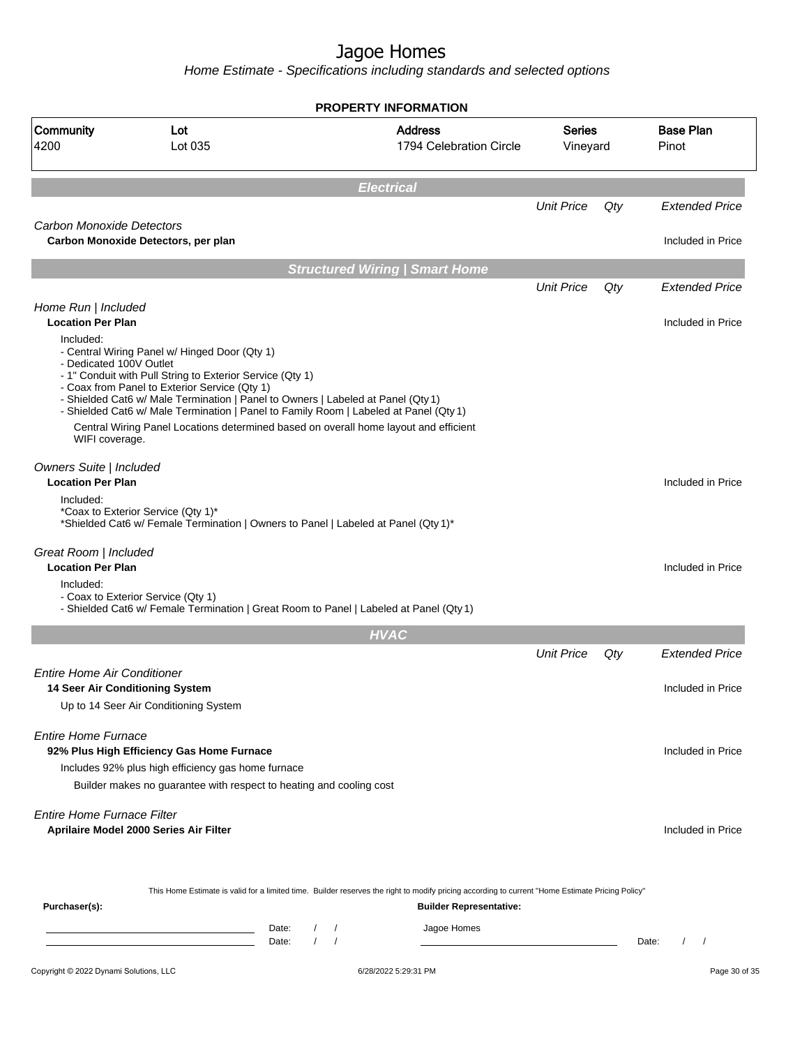# Jagoe Homes

*Home Estimate - Specifications including standards and selected options*

**PROPERTY INFORMATION**

| Community | Lot | Address | Series | Base Plan |
|---|---|---|---|---|
| 4200 | Lot 035 | 1794 Celebration Circle | Vineyard | Pinot |

## Electrical

| | Unit Price | Qty | Extended Price |
|---|---|---|---|
| *Carbon Monoxide Detectors* | | | |
| **Carbon Monoxide Detectors, per plan** | | | Included in Price |

## Structured Wiring | Smart Home

| | Unit Price | Qty | Extended Price |
|---|---|---|---|
| *Home Run \| Included* | | | |
| **Location Per Plan** | | | Included in Price |

Included:
- Central Wiring Panel w/ Hinged Door (Qty 1)
- Dedicated 100V Outlet
- 1" Conduit with Pull String to Exterior Service (Qty 1)
- Coax from Panel to Exterior Service (Qty 1)
- Shielded Cat6 w/ Male Termination | Panel to Owners | Labeled at Panel (Qty 1)
- Shielded Cat6 w/ Male Termination | Panel to Family Room | Labeled at Panel (Qty 1)

Central Wiring Panel Locations determined based on overall home layout and efficient WIFI coverage.

| | Unit Price | Qty | Extended Price |
|---|---|---|---|
| *Owners Suite \| Included* | | | |
| **Location Per Plan** | | | Included in Price |

Included:
*Coax to Exterior Service (Qty 1)*
*Shielded Cat6 w/ Female Termination | Owners to Panel | Labeled at Panel (Qty 1)*

| | Unit Price | Qty | Extended Price |
|---|---|---|---|
| *Great Room \| Included* | | | |
| **Location Per Plan** | | | Included in Price |

Included:
- Coax to Exterior Service (Qty 1)
- Shielded Cat6 w/ Female Termination | Great Room to Panel | Labeled at Panel (Qty 1)

## HVAC

| | Unit Price | Qty | Extended Price |
|---|---|---|---|
| *Entire Home Air Conditioner* | | | |
| **14 Seer Air Conditioning System** | | | Included in Price |

Up to 14 Seer Air Conditioning System

| | Unit Price | Qty | Extended Price |
|---|---|---|---|
| *Entire Home Furnace* | | | |
| **92% Plus High Efficiency Gas Home Furnace** | | | Included in Price |

Includes 92% plus high efficiency gas home furnace

Builder makes no guarantee with respect to heating and cooling cost

| | Unit Price | Qty | Extended Price |
|---|---|---|---|
| *Entire Home Furnace Filter* | | | |
| **Aprilaire Model 2000 Series Air Filter** | | | Included in Price |

This Home Estimate is valid for a limited time. Builder reserves the right to modify pricing according to current "Home Estimate Pricing Policy"

**Purchaser(s):**

Date: / /
Date: / /

**Builder Representative:**

Jagoe Homes

Date: / /

Copyright © 2022 Dynami Solutions, LLC — 6/28/2022 5:29:31 PM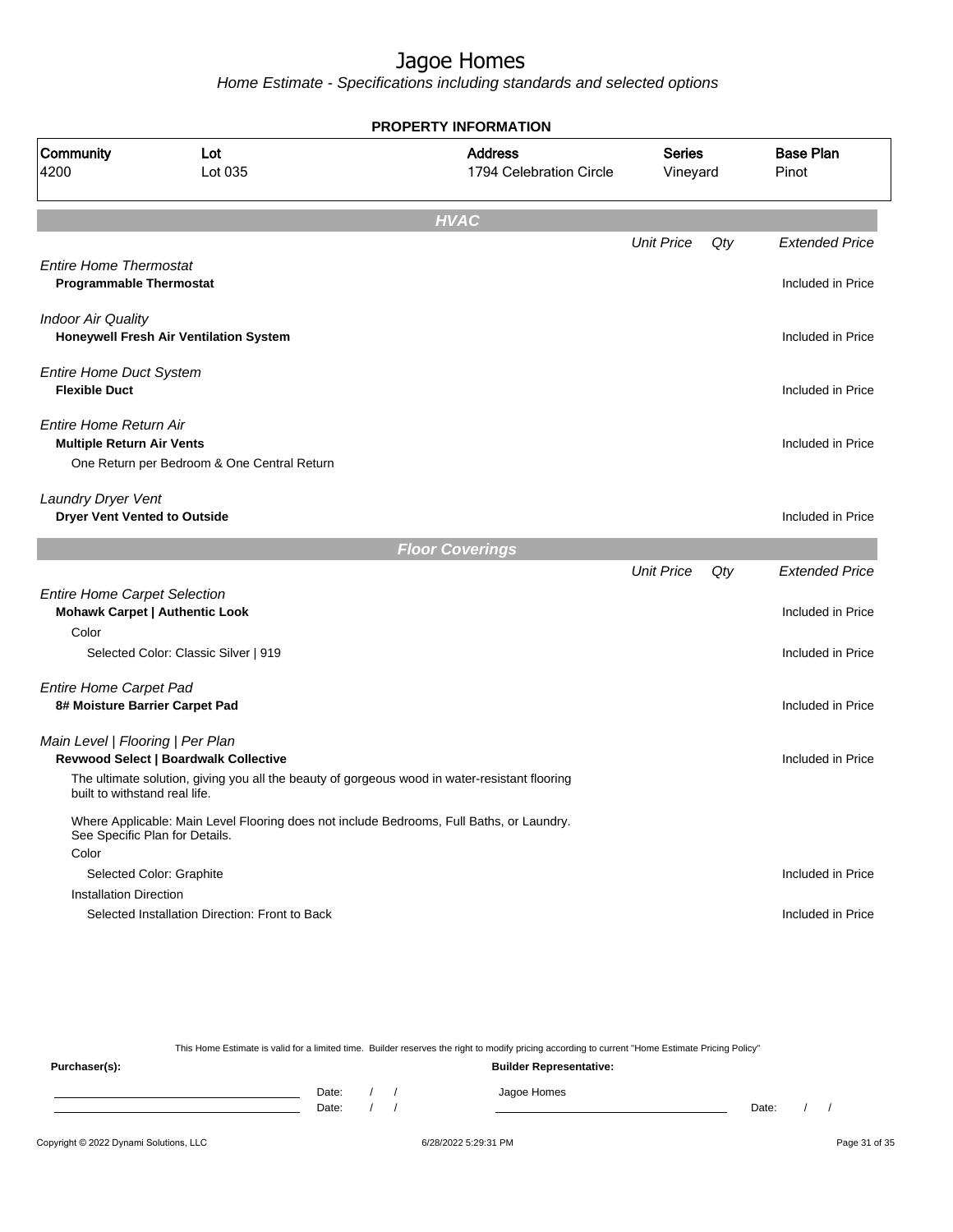# Jagoe Homes

*Home Estimate - Specifications including standards and selected options*

**PROPERTY INFORMATION**

| Community | Lot | Address | Series | Base Plan |
|---|---|---|---|---|
| 4200 | Lot 035 | 1794 Celebration Circle | Vineyard | Pinot |

## HVAC

| | Unit Price | Qty | Extended Price |
|---|---|---|---|
| *Entire Home Thermostat* | | | |
| **Programmable Thermostat** | | | Included in Price |
| *Indoor Air Quality* | | | |
| **Honeywell Fresh Air Ventilation System** | | | Included in Price |
| *Entire Home Duct System* | | | |
| **Flexible Duct** | | | Included in Price |
| *Entire Home Return Air* | | | |
| **Multiple Return Air Vents** | | | Included in Price |
| One Return per Bedroom & One Central Return | | | |
| *Laundry Dryer Vent* | | | |
| **Dryer Vent Vented to Outside** | | | Included in Price |

## Floor Coverings

| | Unit Price | Qty | Extended Price |
|---|---|---|---|
| *Entire Home Carpet Selection* | | | |
| **Mohawk Carpet \| Authentic Look** | | | Included in Price |
| Color | | | |
| Selected Color: Classic Silver \| 919 | | | Included in Price |
| *Entire Home Carpet Pad* | | | |
| **8# Moisture Barrier Carpet Pad** | | | Included in Price |
| *Main Level \| Flooring \| Per Plan* | | | |
| **Revwood Select \| Boardwalk Collective** | | | Included in Price |
| The ultimate solution, giving you all the beauty of gorgeous wood in water-resistant flooring built to withstand real life. | | | |
| Where Applicable: Main Level Flooring does not include Bedrooms, Full Baths, or Laundry. See Specific Plan for Details. | | | |
| Color | | | |
| Selected Color: Graphite | | | Included in Price |
| Installation Direction | | | |
| Selected Installation Direction: Front to Back | | | Included in Price |

This Home Estimate is valid for a limited time. Builder reserves the right to modify pricing according to current "Home Estimate Pricing Policy"

**Purchaser(s):** Date: / / Date: / /

**Builder Representative:** Jagoe Homes Date: / /

Copyright © 2022 Dynami Solutions, LLC 6/28/2022 5:29:31 PM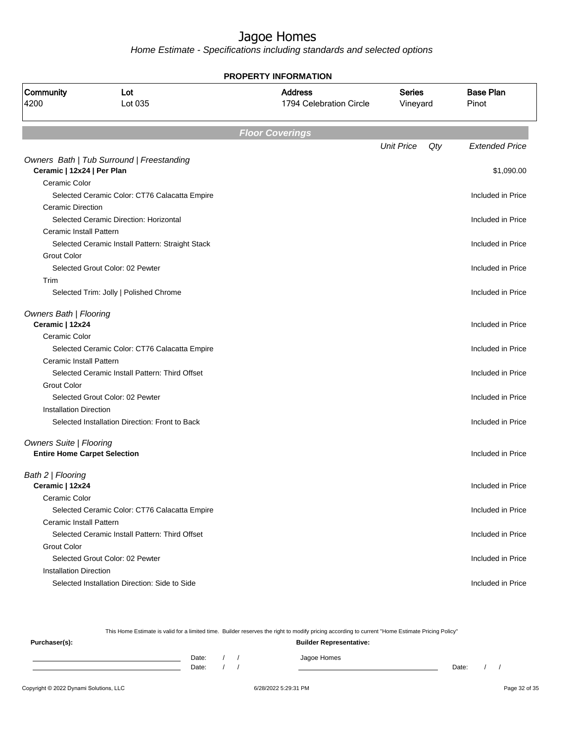# Jagoe Homes

*Home Estimate - Specifications including standards and selected options*

**PROPERTY INFORMATION**

| Community | Lot | Address | Series | Base Plan |
|---|---|---|---|---|
| 4200 | Lot 035 | 1794 Celebration Circle | Vineyard | Pinot |

## *Floor Coverings*

| | Unit Price | Qty | Extended Price |
|---|---|---|---|
| *Owners Bath \| Tub Surround \| Freestanding* | | | |
| **Ceramic \| 12x24 \| Per Plan** | | | $1,090.00 |
| Ceramic Color | | | |
| Selected Ceramic Color: CT76 Calacatta Empire | | | Included in Price |
| Ceramic Direction | | | |
| Selected Ceramic Direction: Horizontal | | | Included in Price |
| Ceramic Install Pattern | | | |
| Selected Ceramic Install Pattern: Straight Stack | | | Included in Price |
| Grout Color | | | |
| Selected Grout Color: 02 Pewter | | | Included in Price |
| Trim | | | |
| Selected Trim: Jolly \| Polished Chrome | | | Included in Price |
| *Owners Bath \| Flooring* | | | |
| **Ceramic \| 12x24** | | | Included in Price |
| Ceramic Color | | | |
| Selected Ceramic Color: CT76 Calacatta Empire | | | Included in Price |
| Ceramic Install Pattern | | | |
| Selected Ceramic Install Pattern: Third Offset | | | Included in Price |
| Grout Color | | | |
| Selected Grout Color: 02 Pewter | | | Included in Price |
| Installation Direction | | | |
| Selected Installation Direction: Front to Back | | | Included in Price |
| *Owners Suite \| Flooring* | | | |
| **Entire Home Carpet Selection** | | | Included in Price |
| *Bath 2 \| Flooring* | | | |
| **Ceramic \| 12x24** | | | Included in Price |
| Ceramic Color | | | |
| Selected Ceramic Color: CT76 Calacatta Empire | | | Included in Price |
| Ceramic Install Pattern | | | |
| Selected Ceramic Install Pattern: Third Offset | | | Included in Price |
| Grout Color | | | |
| Selected Grout Color: 02 Pewter | | | Included in Price |
| Installation Direction | | | |
| Selected Installation Direction: Side to Side | | | Included in Price |

This Home Estimate is valid for a limited time. Builder reserves the right to modify pricing according to current "Home Estimate Pricing Policy"

**Purchaser(s):** **Builder Representative:**

Date: / / Jagoe Homes

Date: / / Date: / /

Copyright © 2022 Dynami Solutions, LLC 6/28/2022 5:29:31 PM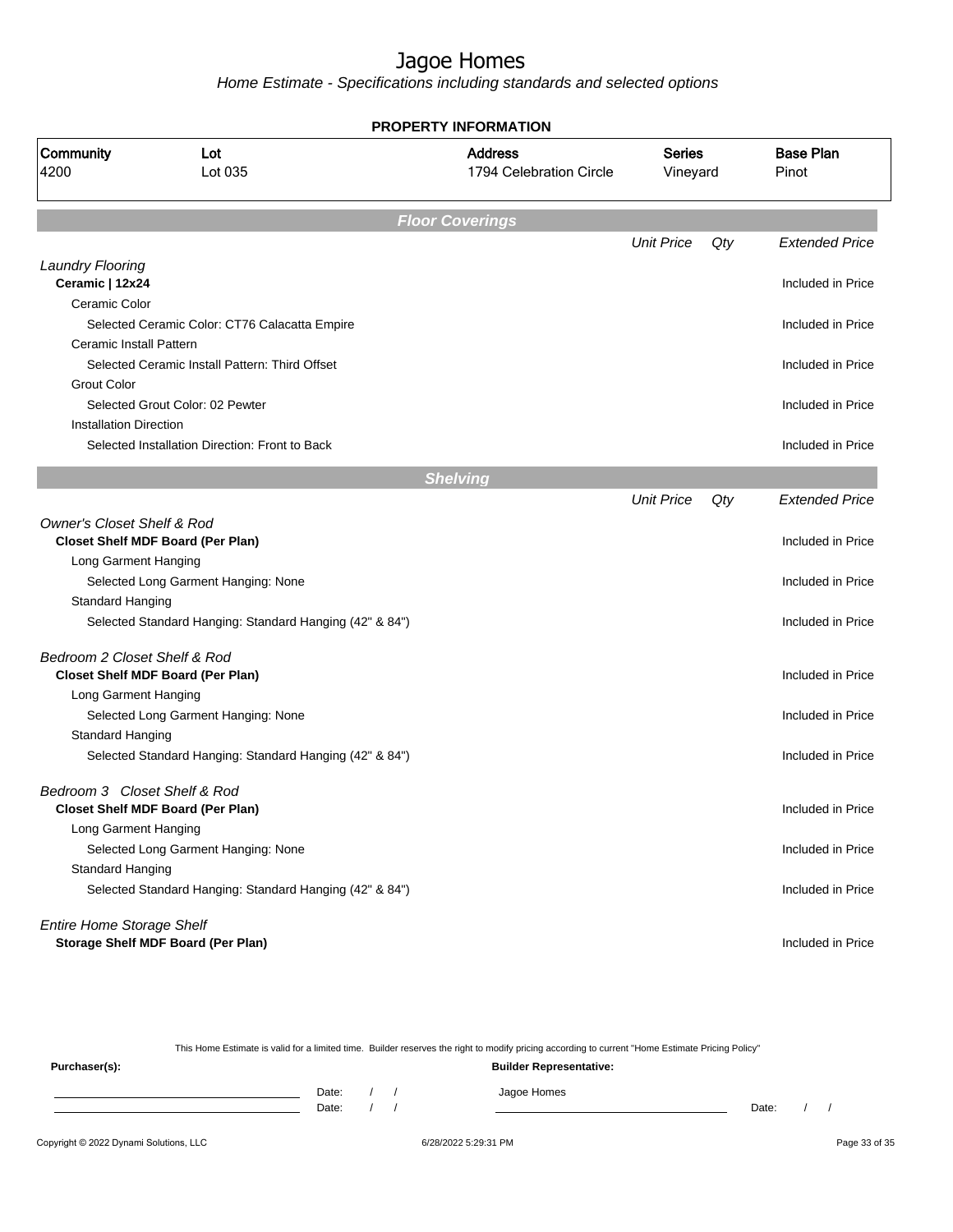# Jagoe Homes

*Home Estimate - Specifications including standards and selected options*

**PROPERTY INFORMATION**

| Community | Lot | Address | Series | Base Plan |
|---|---|---|---|---|
| 4200 | Lot 035 | 1794 Celebration Circle | Vineyard | Pinot |

## Floor Coverings

| | Unit Price | Qty | Extended Price |
|---|---|---|---|
| *Laundry Flooring* | | | |
| **Ceramic \| 12x24** | | | Included in Price |
| Ceramic Color | | | |
| Selected Ceramic Color: CT76 Calacatta Empire | | | Included in Price |
| Ceramic Install Pattern | | | |
| Selected Ceramic Install Pattern: Third Offset | | | Included in Price |
| Grout Color | | | |
| Selected Grout Color: 02 Pewter | | | Included in Price |
| Installation Direction | | | |
| Selected Installation Direction: Front to Back | | | Included in Price |

## Shelving

| | Unit Price | Qty | Extended Price |
|---|---|---|---|
| *Owner's Closet Shelf & Rod* | | | |
| **Closet Shelf MDF Board (Per Plan)** | | | Included in Price |
| Long Garment Hanging | | | |
| Selected Long Garment Hanging: None | | | Included in Price |
| Standard Hanging | | | |
| Selected Standard Hanging: Standard Hanging (42" & 84") | | | Included in Price |
| *Bedroom 2 Closet Shelf & Rod* | | | |
| **Closet Shelf MDF Board (Per Plan)** | | | Included in Price |
| Long Garment Hanging | | | |
| Selected Long Garment Hanging: None | | | Included in Price |
| Standard Hanging | | | |
| Selected Standard Hanging: Standard Hanging (42" & 84") | | | Included in Price |
| *Bedroom 3 Closet Shelf & Rod* | | | |
| **Closet Shelf MDF Board (Per Plan)** | | | Included in Price |
| Long Garment Hanging | | | |
| Selected Long Garment Hanging: None | | | Included in Price |
| Standard Hanging | | | |
| Selected Standard Hanging: Standard Hanging (42" & 84") | | | Included in Price |
| *Entire Home Storage Shelf* | | | |
| **Storage Shelf MDF Board (Per Plan)** | | | Included in Price |

This Home Estimate is valid for a limited time. Builder reserves the right to modify pricing according to current "Home Estimate Pricing Policy"

**Purchaser(s):** Date: / / Date: / /

**Builder Representative:** Jagoe Homes Date: / /

Copyright © 2022 Dynami Solutions, LLC 6/28/2022 5:29:31 PM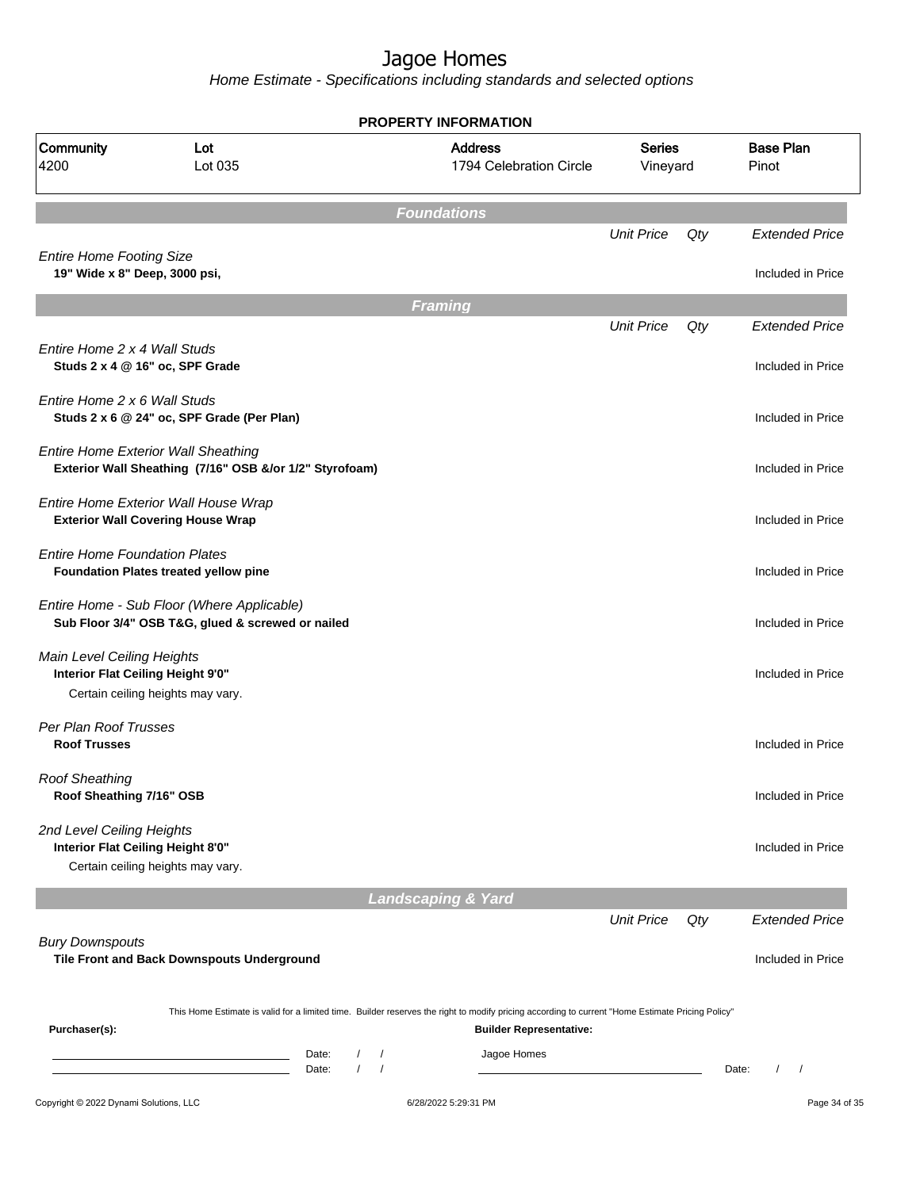# Jagoe Homes

*Home Estimate - Specifications including standards and selected options*

## PROPERTY INFORMATION

| Community | Lot | Address | Series | Base Plan |
|---|---|---|---|---|
| 4200 | Lot 035 | 1794 Celebration Circle | Vineyard | Pinot |

## Foundations

| | Unit Price | Qty | Extended Price |
|---|---|---|---|
| *Entire Home Footing Size*<br>**19" Wide x 8" Deep, 3000 psi,** | | | Included in Price |

## Framing

| | Unit Price | Qty | Extended Price |
|---|---|---|---|
| *Entire Home 2 x 4 Wall Studs*<br>**Studs 2 x 4 @ 16" oc, SPF Grade** | | | Included in Price |
| *Entire Home 2 x 6 Wall Studs*<br>**Studs 2 x 6 @ 24" oc, SPF Grade (Per Plan)** | | | Included in Price |
| *Entire Home Exterior Wall Sheathing*<br>**Exterior Wall Sheathing (7/16" OSB &/or 1/2" Styrofoam)** | | | Included in Price |
| *Entire Home Exterior Wall House Wrap*<br>**Exterior Wall Covering House Wrap** | | | Included in Price |
| *Entire Home Foundation Plates*<br>**Foundation Plates treated yellow pine** | | | Included in Price |
| *Entire Home - Sub Floor (Where Applicable)*<br>**Sub Floor 3/4" OSB T&G, glued & screwed or nailed** | | | Included in Price |
| *Main Level Ceiling Heights*<br>**Interior Flat Ceiling Height 9'0"**<br>Certain ceiling heights may vary. | | | Included in Price |
| *Per Plan Roof Trusses*<br>**Roof Trusses** | | | Included in Price |
| *Roof Sheathing*<br>**Roof Sheathing 7/16" OSB** | | | Included in Price |
| *2nd Level Ceiling Heights*<br>**Interior Flat Ceiling Height 8'0"**<br>Certain ceiling heights may vary. | | | Included in Price |

## Landscaping & Yard

| | Unit Price | Qty | Extended Price |
|---|---|---|---|
| *Bury Downspouts*<br>**Tile Front and Back Downspouts Underground** | | | Included in Price |

This Home Estimate is valid for a limited time. Builder reserves the right to modify pricing according to current "Home Estimate Pricing Policy"

**Purchaser(s):**

Date: / /

Date: / /

**Builder Representative:**

Jagoe Homes

Date: / /

Copyright © 2022 Dynami Solutions, LLC — 6/28/2022 5:29:31 PM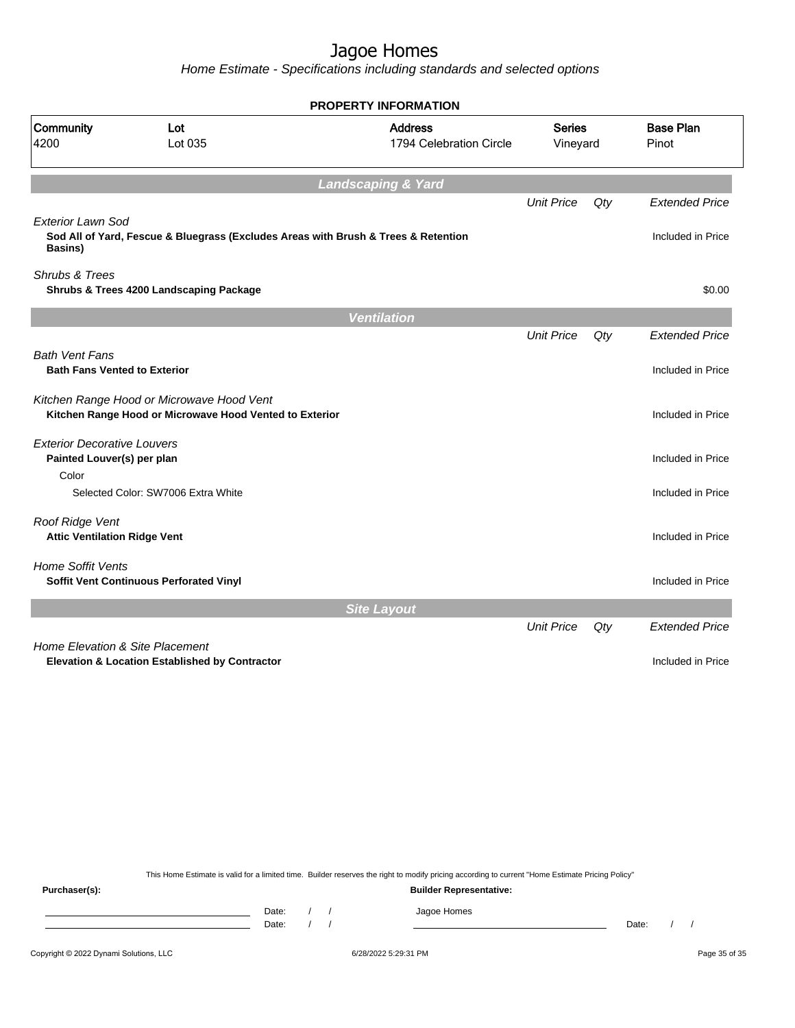# Jagoe Homes

*Home Estimate - Specifications including standards and selected options*

## PROPERTY INFORMATION

| Community | Lot | Address | Series | Base Plan |
|---|---|---|---|---|
| 4200 | Lot 035 | 1794 Celebration Circle | Vineyard | Pinot |

## Landscaping & Yard

| | Unit Price | Qty | Extended Price |
|---|---|---|---|
| *Exterior Lawn Sod* | | | |
| **Sod All of Yard, Fescue & Bluegrass (Excludes Areas with Brush & Trees & Retention Basins)** | | | Included in Price |
| *Shrubs & Trees* | | | |
| **Shrubs & Trees 4200 Landscaping Package** | | | $0.00 |

## Ventilation

| | Unit Price | Qty | Extended Price |
|---|---|---|---|
| *Bath Vent Fans* | | | |
| **Bath Fans Vented to Exterior** | | | Included in Price |
| *Kitchen Range Hood or Microwave Hood Vent* | | | |
| **Kitchen Range Hood or Microwave Hood Vented to Exterior** | | | Included in Price |
| *Exterior Decorative Louvers* | | | |
| **Painted Louver(s) per plan** | | | Included in Price |
| Color | | | |
| Selected Color: SW7006 Extra White | | | Included in Price |
| *Roof Ridge Vent* | | | |
| **Attic Ventilation Ridge Vent** | | | Included in Price |
| *Home Soffit Vents* | | | |
| **Soffit Vent Continuous Perforated Vinyl** | | | Included in Price |

## Site Layout

| | Unit Price | Qty | Extended Price |
|---|---|---|---|
| *Home Elevation & Site Placement* | | | |
| **Elevation & Location Established by Contractor** | | | Included in Price |

This Home Estimate is valid for a limited time. Builder reserves the right to modify pricing according to current "Home Estimate Pricing Policy"

**Purchaser(s):**

Date: / /
Date: / /

**Builder Representative:**

Jagoe Homes

Date: / /

Copyright © 2022 Dynami Solutions, LLC 6/28/2022 5:29:31 PM